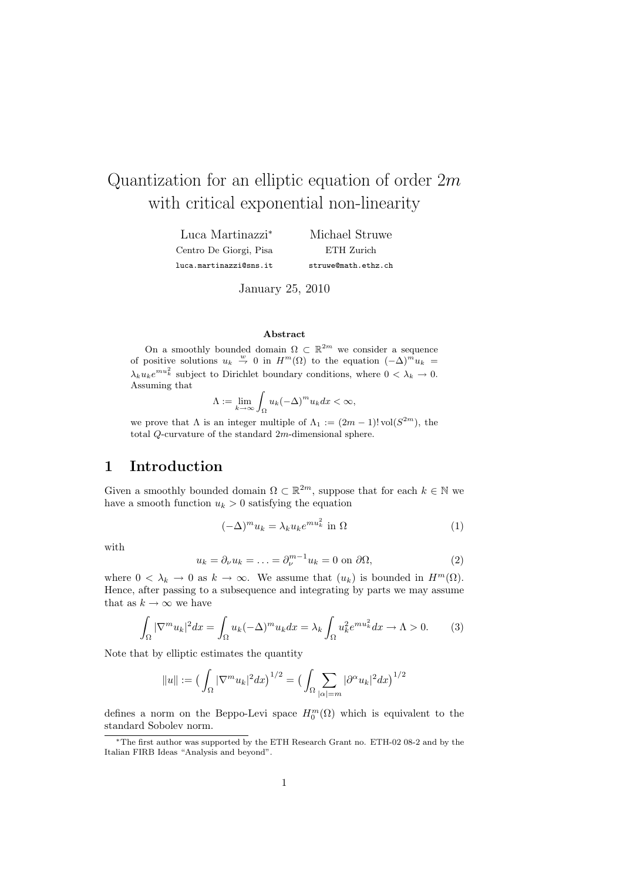# Quantization for an elliptic equation of order $2m$ with critical exponential non-linearity

Luca Martinazzi[*]
Centro De Giorgi, Pisa
luca.martinazzi@sns.it

Michael Struwe
ETH Zurich
struwe@math.ethz.ch

January 25, 2010

**Abstract**

On a smoothly bounded domain $\Omega \subset \mathbb{R}^{2m}$ we consider a sequence of positive solutions $u_k \overset{w}{\rightharpoondown} 0$ in $H^m(\Omega)$ to the equation $(-\Delta)^m u_k = \lambda_k u_k e^{mu_k^2}$ subject to Dirichlet boundary conditions, where $0 < \lambda_k \to 0$. Assuming that

$$\Lambda := \lim_{k\to\infty} \int_\Omega u_k (-\Delta)^m u_k dx < \infty,$$

we prove that $\Lambda$ is an integer multiple of $\Lambda_1 := (2m-1)!\,\mathrm{vol}(S^{2m})$, the total $Q$-curvature of the standard $2m$-dimensional sphere.

## 1 Introduction

Given a smoothly bounded domain $\Omega \subset \mathbb{R}^{2m}$, suppose that for each $k \in \mathbb{N}$ we have a smooth function $u_k > 0$ satisfying the equation

$$(-\Delta)^m u_k = \lambda_k u_k e^{mu_k^2} \text{ in } \Omega \tag{1}$$

with

$$u_k = \partial_\nu u_k = \ldots = \partial_\nu^{m-1} u_k = 0 \text{ on } \partial\Omega, \tag{2}$$

where $0 < \lambda_k \to 0$ as $k \to \infty$. We assume that $(u_k)$ is bounded in $H^m(\Omega)$. Hence, after passing to a subsequence and integrating by parts we may assume that as $k \to \infty$ we have

$$\int_\Omega |\nabla^m u_k|^2 dx = \int_\Omega u_k (-\Delta)^m u_k dx = \lambda_k \int_\Omega u_k^2 e^{mu_k^2} dx \to \Lambda > 0. \tag{3}$$

Note that by elliptic estimates the quantity

$$\|u\| := \Big(\int_\Omega |\nabla^m u_k|^2 dx\Big)^{1/2} = \Big(\int_\Omega \sum_{|\alpha|=m} |\partial^\alpha u_k|^2 dx\Big)^{1/2}$$

defines a norm on the Beppo-Levi space $H_0^m(\Omega)$ which is equivalent to the standard Sobolev norm.

[*] The first author was supported by the ETH Research Grant no. ETH-02 08-2 and by the Italian FIRB Ideas "Analysis and beyond".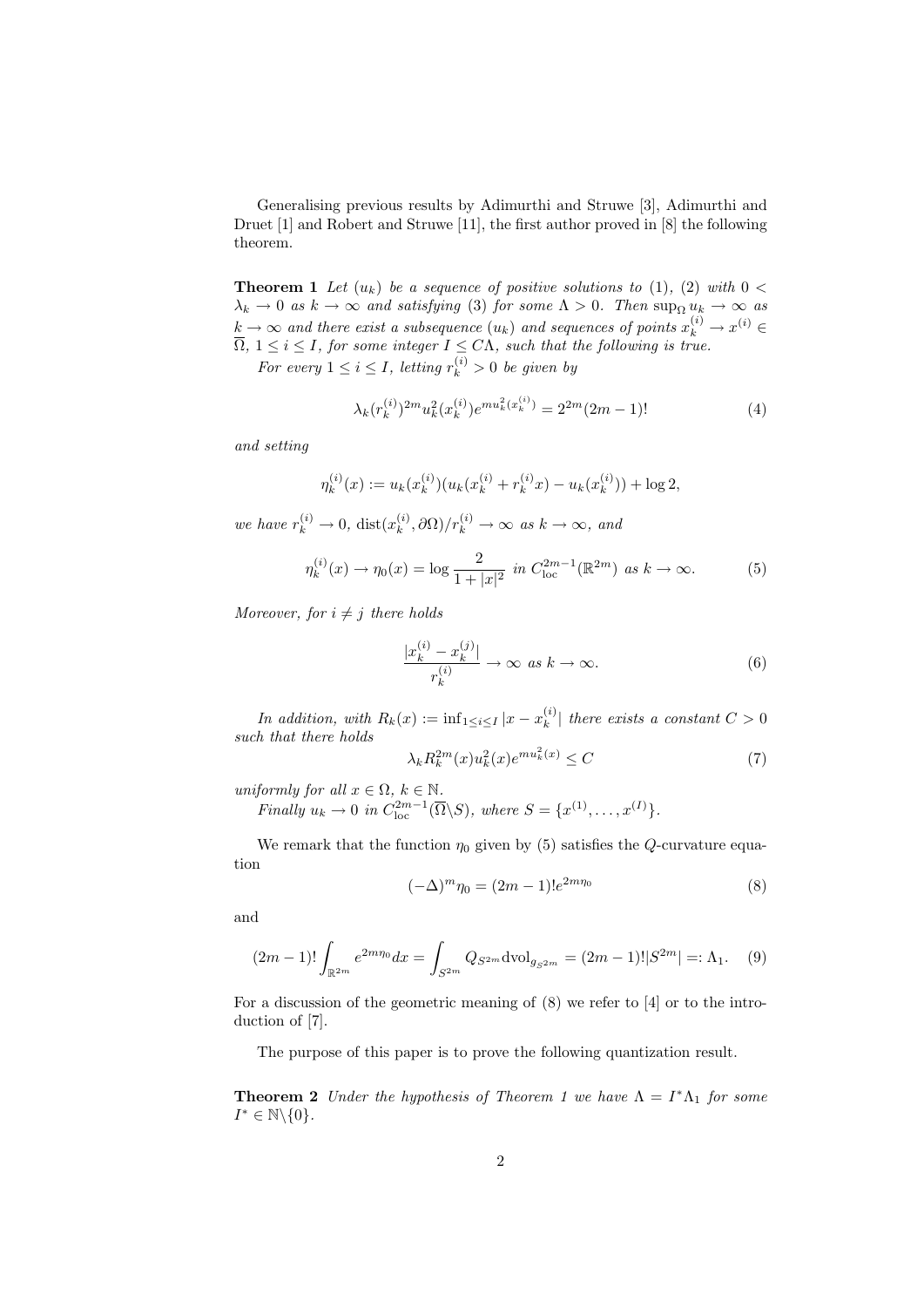Generalising previous results by Adimurthi and Struwe [3], Adimurthi and Druet [1] and Robert and Struwe [11], the first author proved in [8] the following theorem.

**Theorem 1** *Let $(u_k)$ be a sequence of positive solutions to (1), (2) with $0 < \lambda_k \to 0$ as $k \to \infty$ and satisfying (3) for some $\Lambda > 0$. Then $\sup_\Omega u_k \to \infty$ as $k \to \infty$ and there exist a subsequence $(u_k)$ and sequences of points $x_k^{(i)} \to x^{(i)} \in \overline{\Omega}$, $1 \le i \le I$, for some integer $I \le C\Lambda$, such that the following is true.*

*For every $1 \le i \le I$, letting $r_k^{(i)} > 0$ be given by*

$$\lambda_k (r_k^{(i)})^{2m} u_k^2(x_k^{(i)}) e^{m u_k^2(x_k^{(i)})} = 2^{2m}(2m-1)! \tag{4}$$

*and setting*

$$\eta_k^{(i)}(x) := u_k(x_k^{(i)})(u_k(x_k^{(i)} + r_k^{(i)} x) - u_k(x_k^{(i)})) + \log 2,$$

*we have $r_k^{(i)} \to 0$, $\operatorname{dist}(x_k^{(i)}, \partial\Omega)/r_k^{(i)} \to \infty$ as $k \to \infty$, and*

$$\eta_k^{(i)}(x) \to \eta_0(x) = \log \frac{2}{1+|x|^2} \text{ in } C^{2m-1}_{\mathrm{loc}}(\mathbb{R}^{2m}) \text{ as } k \to \infty. \tag{5}$$

*Moreover, for $i \neq j$ there holds*

$$\frac{|x_k^{(i)} - x_k^{(j)}|}{r_k^{(i)}} \to \infty \text{ as } k \to \infty. \tag{6}$$

*In addition, with $R_k(x) := \inf_{1 \le i \le I} |x - x_k^{(i)}|$ there exists a constant $C > 0$ such that there holds*

$$\lambda_k R_k^{2m}(x) u_k^2(x) e^{m u_k^2(x)} \le C \tag{7}$$

*uniformly for all $x \in \Omega$, $k \in \mathbb{N}$.*

*Finally $u_k \to 0$ in $C^{2m-1}_{\mathrm{loc}}(\overline{\Omega} \backslash S)$, where $S = \{x^{(1)}, \ldots, x^{(I)}\}$.*

We remark that the function $\eta_0$ given by (5) satisfies the $Q$-curvature equation

$$(-\Delta)^m \eta_0 = (2m-1)! e^{2m\eta_0} \tag{8}$$

and

$$(2m-1)! \int_{\mathbb{R}^{2m}} e^{2m\eta_0} dx = \int_{S^{2m}} Q_{S^{2m}} \mathrm{dvol}_{g_{S^{2m}}} = (2m-1)! |S^{2m}| =: \Lambda_1. \tag{9}$$

For a discussion of the geometric meaning of (8) we refer to [4] or to the introduction of [7].

The purpose of this paper is to prove the following quantization result.

**Theorem 2** *Under the hypothesis of Theorem 1 we have $\Lambda = I^* \Lambda_1$ for some $I^* \in \mathbb{N} \backslash \{0\}$.*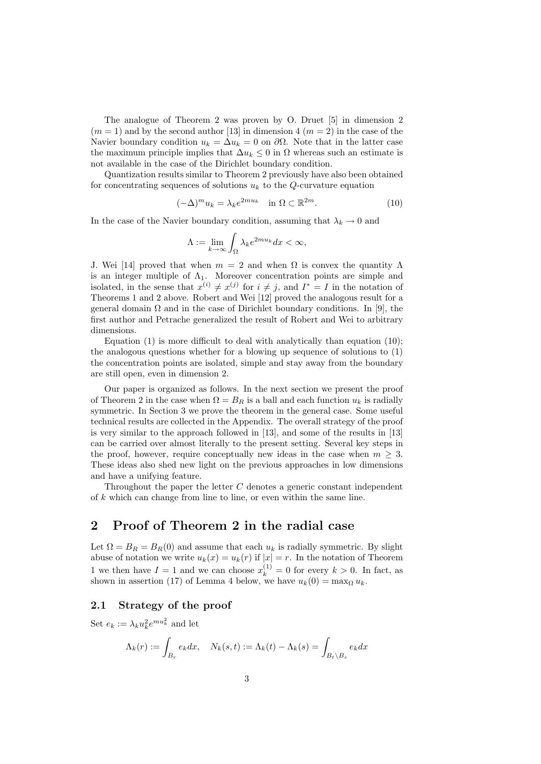The analogue of Theorem 2 was proven by O. Druet [5] in dimension 2 ($m = 1$) and by the second author [13] in dimension 4 ($m = 2$) in the case of the Navier boundary condition $u_k = \Delta u_k = 0$ on $\partial\Omega$. Note that in the latter case the maximum principle implies that $\Delta u_k \leq 0$ in $\Omega$ whereas such an estimate is not available in the case of the Dirichlet boundary condition.

Quantization results similar to Theorem 2 previously have also been obtained for concentrating sequences of solutions $u_k$ to the $Q$-curvature equation

$$(-\Delta)^m u_k = \lambda_k e^{2mu_k} \quad \text{in } \Omega \subset \mathbb{R}^{2m}. \tag{10}$$

In the case of the Navier boundary condition, assuming that $\lambda_k \to 0$ and

$$\Lambda := \lim_{k\to\infty} \int_\Omega \lambda_k e^{2mu_k} dx < \infty,$$

J. Wei [14] proved that when $m = 2$ and when $\Omega$ is convex the quantity $\Lambda$ is an integer multiple of $\Lambda_1$. Moreover concentration points are simple and isolated, in the sense that $x^{(i)} \neq x^{(j)}$ for $i \neq j$, and $I^* = I$ in the notation of Theorems 1 and 2 above. Robert and Wei [12] proved the analogous result for a general domain $\Omega$ and in the case of Dirichlet boundary conditions. In [9], the first author and Petrache generalized the result of Robert and Wei to arbitrary dimensions.

Equation (1) is more difficult to deal with analytically than equation (10); the analogous questions whether for a blowing up sequence of solutions to (1) the concentration points are isolated, simple and stay away from the boundary are still open, even in dimension 2.

Our paper is organized as follows. In the next section we present the proof of Theorem 2 in the case when $\Omega = B_R$ is a ball and each function $u_k$ is radially symmetric. In Section 3 we prove the theorem in the general case. Some useful technical results are collected in the Appendix. The overall strategy of the proof is very similar to the approach followed in [13], and some of the results in [13] can be carried over almost literally to the present setting. Several key steps in the proof, however, require conceptually new ideas in the case when $m \geq 3$. These ideas also shed new light on the previous approaches in low dimensions and have a unifying feature.

Throughout the paper the letter $C$ denotes a generic constant independent of $k$ which can change from line to line, or even within the same line.

# 2 Proof of Theorem 2 in the radial case

Let $\Omega = B_R = B_R(0)$ and assume that each $u_k$ is radially symmetric. By slight abuse of notation we write $u_k(x) = u_k(r)$ if $|x| = r$. In the notation of Theorem 1 we then have $I = 1$ and we can choose $x_k^{(1)} = 0$ for every $k > 0$. In fact, as shown in assertion (17) of Lemma 4 below, we have $u_k(0) = \max_\Omega u_k$.

## 2.1 Strategy of the proof

Set $e_k := \lambda_k u_k^2 e^{mu_k^2}$ and let

$$\Lambda_k(r) := \int_{B_r} e_k dx, \quad N_k(s,t) := \Lambda_k(t) - \Lambda_k(s) = \int_{B_t \setminus B_s} e_k dx$$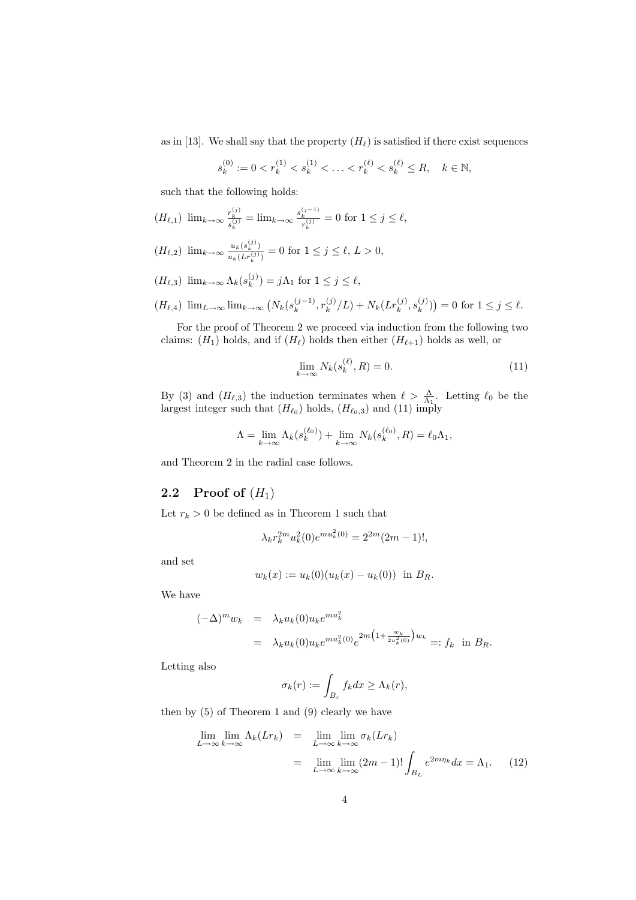as in [13]. We shall say that the property $(H_\ell)$ is satisfied if there exist sequences

$$s_k^{(0)} := 0 < r_k^{(1)} < s_k^{(1)} < \ldots < r_k^{(\ell)} < s_k^{(\ell)} \leq R, \quad k \in \mathbb{N},$$

such that the following holds:

$(H_{\ell,1})$ $\lim_{k\to\infty} \frac{r_k^{(j)}}{s_k^{(j)}} = \lim_{k\to\infty} \frac{s_k^{(j-1)}}{r_k^{(j)}} = 0$ for $1 \leq j \leq \ell$,

$(H_{\ell,2})$ $\lim_{k\to\infty} \frac{u_k(s_k^{(j)})}{u_k(Lr_k^{(j)})} = 0$ for $1 \leq j \leq \ell$, $L > 0$,

$(H_{\ell,3})$ $\lim_{k\to\infty} \Lambda_k(s_k^{(j)}) = j\Lambda_1$ for $1 \leq j \leq \ell$,

$(H_{\ell,4})$ $\lim_{L\to\infty} \lim_{k\to\infty} \left(N_k(s_k^{(j-1)}, r_k^{(j)}/L) + N_k(Lr_k^{(j)}, s_k^{(j)})\right) = 0$ for $1 \leq j \leq \ell$.

For the proof of Theorem 2 we proceed via induction from the following two claims: $(H_1)$ holds, and if $(H_\ell)$ holds then either $(H_{\ell+1})$ holds as well, or

$$\lim_{k\to\infty} N_k(s_k^{(\ell)}, R) = 0. \tag{11}$$

By (3) and $(H_{\ell,3})$ the induction terminates when $\ell > \frac{\Lambda}{\Lambda_1}$. Letting $\ell_0$ be the largest integer such that $(H_{\ell_0})$ holds, $(H_{\ell_0,3})$ and (11) imply

$$\Lambda = \lim_{k\to\infty} \Lambda_k(s_k^{(\ell_0)}) + \lim_{k\to\infty} N_k(s_k^{(\ell_0)}, R) = \ell_0\Lambda_1,$$

and Theorem 2 in the radial case follows.

## 2.2 Proof of $(H_1)$

Let $r_k > 0$ be defined as in Theorem 1 such that

$$\lambda_k r_k^{2m} u_k^2(0) e^{mu_k^2(0)} = 2^{2m}(2m-1)!,$$

and set

$$w_k(x) := u_k(0)(u_k(x) - u_k(0)) \text{ in } B_R.$$

We have

$$\begin{aligned} (-\Delta)^m w_k &= \lambda_k u_k(0) u_k e^{mu_k^2} \\ &= \lambda_k u_k(0) u_k e^{mu_k^2(0)} e^{2m\left(1+\frac{w_k}{2u_k^2(0)}\right)w_k} =: f_k \text{ in } B_R. \end{aligned}$$

Letting also

$$\sigma_k(r) := \int_{B_r} f_k dx \geq \Lambda_k(r),$$

then by (5) of Theorem 1 and (9) clearly we have

$$\begin{aligned} \lim_{L\to\infty} \lim_{k\to\infty} \Lambda_k(Lr_k) &= \lim_{L\to\infty} \lim_{k\to\infty} \sigma_k(Lr_k) \\ &= \lim_{L\to\infty} \lim_{k\to\infty} (2m-1)! \int_{B_L} e^{2m\eta_k} dx = \Lambda_1. \end{aligned} \tag{12}$$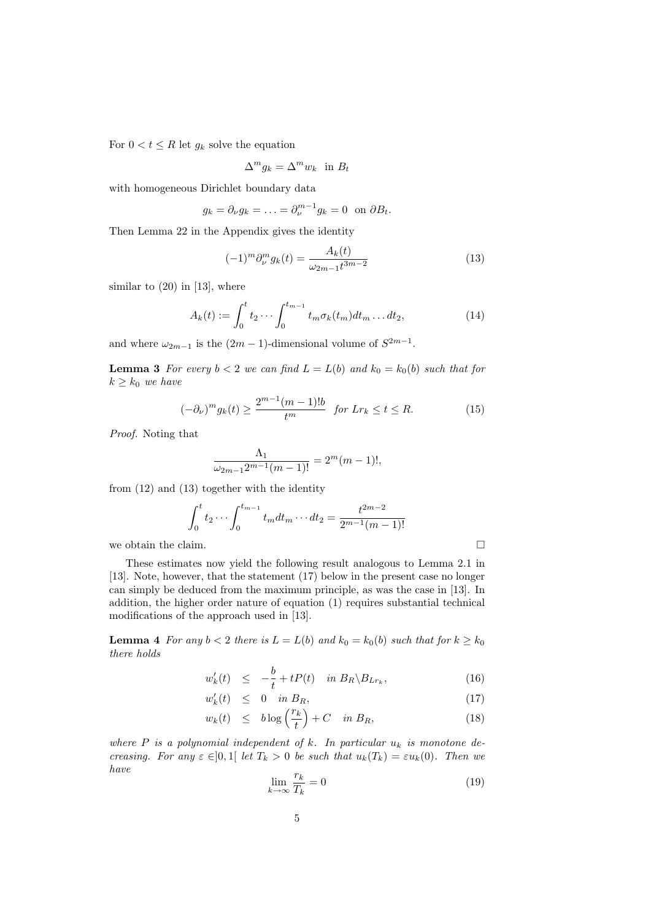For $0 < t \leq R$ let $g_k$ solve the equation

$$\Delta^m g_k = \Delta^m w_k \ \text{ in } B_t$$

with homogeneous Dirichlet boundary data

$$g_k = \partial_\nu g_k = \ldots = \partial_\nu^{m-1} g_k = 0 \ \text{ on } \partial B_t.$$

Then Lemma 22 in the Appendix gives the identity

$$(-1)^m \partial_\nu^m g_k(t) = \frac{A_k(t)}{\omega_{2m-1} t^{3m-2}} \tag{13}$$

similar to (20) in [13], where

$$A_k(t) := \int_0^t t_2 \cdots \int_0^{t_{m-1}} t_m \sigma_k(t_m) dt_m \ldots dt_2, \tag{14}$$

and where $\omega_{2m-1}$ is the $(2m-1)$-dimensional volume of $S^{2m-1}$.

**Lemma 3** *For every $b < 2$ we can find $L = L(b)$ and $k_0 = k_0(b)$ such that for $k \geq k_0$ we have*

$$(-\partial_\nu)^m g_k(t) \geq \frac{2^{m-1}(m-1)! b}{t^m} \quad \text{for } Lr_k \leq t \leq R. \tag{15}$$

*Proof.* Noting that

$$\frac{\Lambda_1}{\omega_{2m-1} 2^{m-1}(m-1)!} = 2^m (m-1)!,$$

from (12) and (13) together with the identity

$$\int_0^t t_2 \cdots \int_0^{t_{m-1}} t_m dt_m \cdots dt_2 = \frac{t^{2m-2}}{2^{m-1}(m-1)!}$$

we obtain the claim. $\square$

These estimates now yield the following result analogous to Lemma 2.1 in [13]. Note, however, that the statement (17) below in the present case no longer can simply be deduced from the maximum principle, as was the case in [13]. In addition, the higher order nature of equation (1) requires substantial technical modifications of the approach used in [13].

**Lemma 4** *For any $b < 2$ there is $L = L(b)$ and $k_0 = k_0(b)$ such that for $k \geq k_0$ there holds*

$$w_k'(t) \leq -\frac{b}{t} + tP(t) \quad \text{in } B_R \backslash B_{Lr_k}, \tag{16}$$

$$w_k'(t) \leq 0 \quad \text{in } B_R, \tag{17}$$

$$w_k(t) \leq b \log\left(\frac{r_k}{t}\right) + C \quad \text{in } B_R, \tag{18}$$

*where $P$ is a polynomial independent of $k$. In particular $u_k$ is monotone decreasing. For any $\varepsilon \in ]0, 1[$ let $T_k > 0$ be such that $u_k(T_k) = \varepsilon u_k(0)$. Then we have*

$$\lim_{k \to \infty} \frac{r_k}{T_k} = 0 \tag{19}$$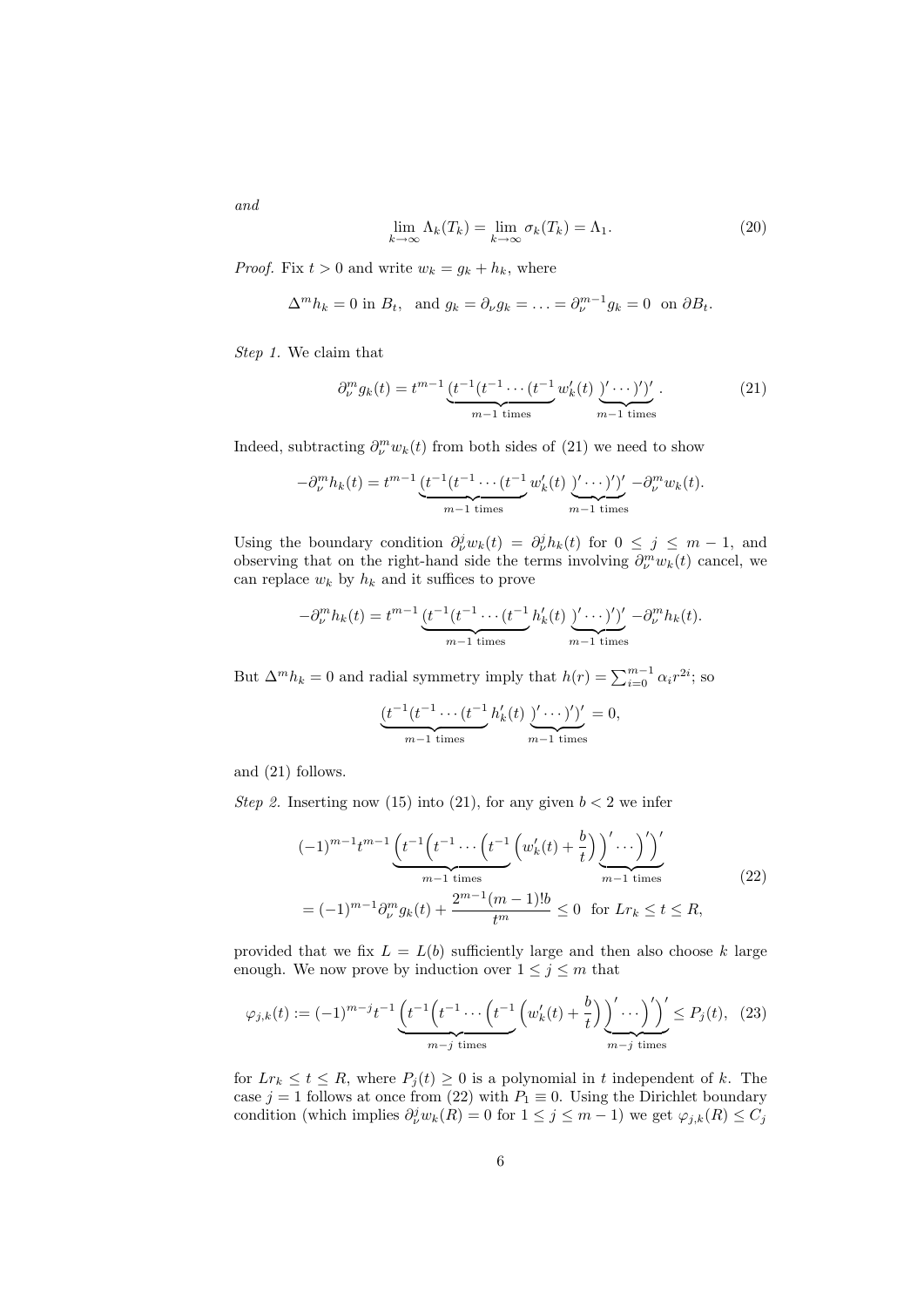*and*

$$\lim_{k\to\infty} \Lambda_k(T_k) = \lim_{k\to\infty} \sigma_k(T_k) = \Lambda_1. \tag{20}$$

*Proof.* Fix $t > 0$ and write $w_k = g_k + h_k$, where

$$\Delta^m h_k = 0 \text{ in } B_t, \quad \text{and } g_k = \partial_\nu g_k = \ldots = \partial_\nu^{m-1} g_k = 0 \text{ on } \partial B_t.$$

*Step 1.* We claim that

$$\partial_\nu^m g_k(t) = t^{m-1} \underbrace{(t^{-1}(t^{-1}\cdots(t^{-1}}_{m-1 \text{ times}} w_k'(t) \underbrace{)'\cdots)')'}_{m-1 \text{ times}}. \tag{21}$$

Indeed, subtracting $\partial_\nu^m w_k(t)$ from both sides of (21) we need to show

$$-\partial_\nu^m h_k(t) = t^{m-1} \underbrace{(t^{-1}(t^{-1}\cdots(t^{-1}}_{m-1 \text{ times}} w_k'(t) \underbrace{)'\cdots)')'}_{m-1 \text{ times}} - \partial_\nu^m w_k(t).$$

Using the boundary condition $\partial_\nu^j w_k(t) = \partial_\nu^j h_k(t)$ for $0 \le j \le m-1$, and observing that on the right-hand side the terms involving $\partial_\nu^m w_k(t)$ cancel, we can replace $w_k$ by $h_k$ and it suffices to prove

$$-\partial_\nu^m h_k(t) = t^{m-1} \underbrace{(t^{-1}(t^{-1}\cdots(t^{-1}}_{m-1 \text{ times}} h_k'(t) \underbrace{)'\cdots)')'}_{m-1 \text{ times}} - \partial_\nu^m h_k(t).$$

But $\Delta^m h_k = 0$ and radial symmetry imply that $h(r) = \sum_{i=0}^{m-1} \alpha_i r^{2i}$; so

$$\underbrace{(t^{-1}(t^{-1}\cdots(t^{-1}}_{m-1 \text{ times}} h_k'(t) \underbrace{)'\cdots)')'}_{m-1 \text{ times}} = 0,$$

and (21) follows.

*Step 2.* Inserting now (15) into (21), for any given $b < 2$ we infer

$$\begin{aligned}
&(-1)^{m-1} t^{m-1} \underbrace{\Big(t^{-1}\Big(t^{-1}\cdots\Big(t^{-1}}_{m-1 \text{ times}}\Big(w_k'(t) + \frac{b}{t}\Big)\underbrace{\Big)'\cdots\Big)'\Big)'}_{m-1 \text{ times}} \\
&= (-1)^{m-1}\partial_\nu^m g_k(t) + \frac{2^{m-1}(m-1)!b}{t^m} \le 0 \quad \text{for } Lr_k \le t \le R,
\end{aligned} \tag{22}$$

provided that we fix $L = L(b)$ sufficiently large and then also choose $k$ large enough. We now prove by induction over $1 \le j \le m$ that

$$\varphi_{j,k}(t) := (-1)^{m-j} t^{-1} \underbrace{\Big(t^{-1}\Big(t^{-1}\cdots\Big(t^{-1}}_{m-j \text{ times}}\Big(w_k'(t) + \frac{b}{t}\Big)\underbrace{\Big)'\cdots\Big)'\Big)'}_{m-j \text{ times}} \le P_j(t), \tag{23}$$

for $Lr_k \le t \le R$, where $P_j(t) \ge 0$ is a polynomial in $t$ independent of $k$. The case $j = 1$ follows at once from (22) with $P_1 \equiv 0$. Using the Dirichlet boundary condition (which implies $\partial_\nu^j w_k(R) = 0$ for $1 \le j \le m-1$) we get $\varphi_{j,k}(R) \le C_j$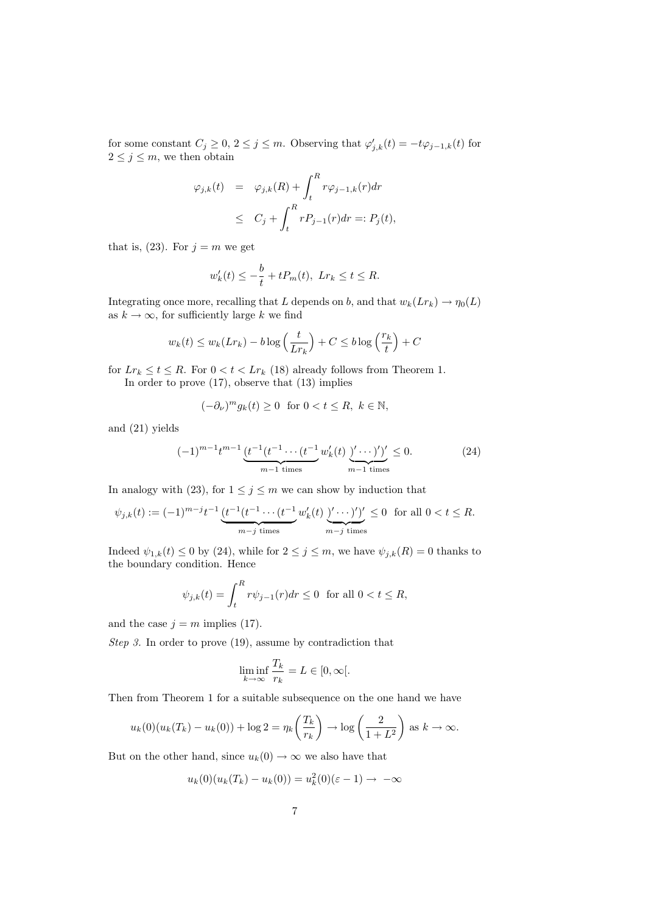for some constant $C_j \geq 0$, $2 \leq j \leq m$. Observing that $\varphi'_{j,k}(t) = -t\varphi_{j-1,k}(t)$ for $2 \leq j \leq m$, we then obtain

$$
\begin{aligned}
\varphi_{j,k}(t) &= \varphi_{j,k}(R) + \int_t^R r\varphi_{j-1,k}(r)dr \\
&\leq C_j + \int_t^R rP_{j-1}(r)dr =: P_j(t),
\end{aligned}
$$

that is, (23). For $j = m$ we get

$$
w'_k(t) \leq -\frac{b}{t} + tP_m(t), \ Lr_k \leq t \leq R.
$$

Integrating once more, recalling that $L$ depends on $b$, and that $w_k(Lr_k) \to \eta_0(L)$ as $k \to \infty$, for sufficiently large $k$ we find

$$
w_k(t) \leq w_k(Lr_k) - b\log\left(\frac{t}{Lr_k}\right) + C \leq b\log\left(\frac{r_k}{t}\right) + C
$$

for $Lr_k \leq t \leq R$. For $0 < t < Lr_k$ (18) already follows from Theorem 1.

In order to prove (17), observe that (13) implies

$$
(-\partial_\nu)^m g_k(t) \geq 0 \ \text{ for } 0 < t \leq R, \ k \in \mathbb{N},
$$

and (21) yields

$$
(-1)^{m-1}t^{m-1}\underbrace{(t^{-1}(t^{-1}\cdots(t^{-1}}_{m-1 \text{ times}} w'_k(t)\underbrace{)'\cdots)')'}_{m-1 \text{ times}} \leq 0. \tag{24}
$$

In analogy with (23), for $1 \leq j \leq m$ we can show by induction that

$$
\psi_{j,k}(t) := (-1)^{m-j}t^{-1}\underbrace{(t^{-1}(t^{-1}\cdots(t^{-1}}_{m-j \text{ times}} w'_k(t)\underbrace{)'\cdots)')'}_{m-j \text{ times}} \leq 0 \ \text{ for all } 0 < t \leq R.
$$

Indeed $\psi_{1,k}(t) \leq 0$ by (24), while for $2 \leq j \leq m$, we have $\psi_{j,k}(R) = 0$ thanks to the boundary condition. Hence

$$
\psi_{j,k}(t) = \int_t^R r\psi_{j-1}(r)dr \leq 0 \ \text{ for all } 0 < t \leq R,
$$

and the case $j = m$ implies (17).

*Step 3.* In order to prove (19), assume by contradiction that

$$
\liminf_{k\to\infty} \frac{T_k}{r_k} = L \in [0, \infty[.
$$

Then from Theorem 1 for a suitable subsequence on the one hand we have

$$
u_k(0)(u_k(T_k) - u_k(0)) + \log 2 = \eta_k\left(\frac{T_k}{r_k}\right) \to \log\left(\frac{2}{1+L^2}\right) \text{ as } k \to \infty.
$$

But on the other hand, since $u_k(0) \to \infty$ we also have that

$$
u_k(0)(u_k(T_k) - u_k(0)) = u_k^2(0)(\varepsilon - 1) \to -\infty
$$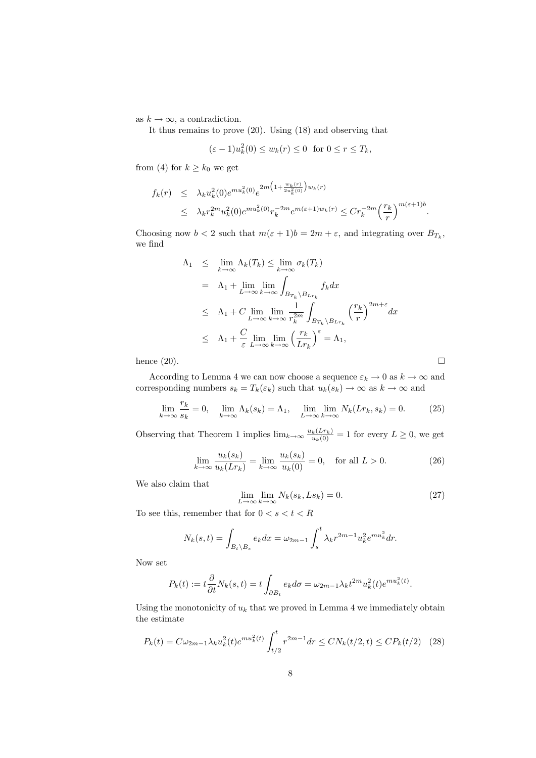as $k \to \infty$, a contradiction.

It thus remains to prove (20). Using (18) and observing that

$$(\varepsilon - 1)u_k^2(0) \le w_k(r) \le 0 \quad \text{for } 0 \le r \le T_k,$$

from (4) for $k \ge k_0$ we get

$$\begin{aligned}
f_k(r) &\le \lambda_k u_k^2(0) e^{mu_k^2(0)} e^{2m\left(1+\frac{w_k(r)}{2u_k^2(0)}\right)w_k(r)} \\
&\le \lambda_k r_k^{2m} u_k^2(0) e^{mu_k^2(0)} r_k^{-2m} e^{m(\varepsilon+1)w_k(r)} \le C r_k^{-2m}\Big(\frac{r_k}{r}\Big)^{m(\varepsilon+1)b}.
\end{aligned}$$

Choosing now $b < 2$ such that $m(\varepsilon+1)b = 2m+\varepsilon$, and integrating over $B_{T_k}$, we find

$$\begin{aligned}
\Lambda_1 &\le \lim_{k\to\infty} \Lambda_k(T_k) \le \lim_{k\to\infty} \sigma_k(T_k) \\
&= \Lambda_1 + \lim_{L\to\infty}\lim_{k\to\infty} \int_{B_{T_k}\setminus B_{Lr_k}} f_k dx \\
&\le \Lambda_1 + C \lim_{L\to\infty}\lim_{k\to\infty} \frac{1}{r_k^{2m}} \int_{B_{T_k}\setminus B_{Lr_k}} \Big(\frac{r_k}{r}\Big)^{2m+\varepsilon} dx \\
&\le \Lambda_1 + \frac{C}{\varepsilon} \lim_{L\to\infty}\lim_{k\to\infty} \Big(\frac{r_k}{Lr_k}\Big)^{\varepsilon} = \Lambda_1,
\end{aligned}$$

hence (20). $\square$

According to Lemma 4 we can now choose a sequence $\varepsilon_k \to 0$ as $k \to \infty$ and corresponding numbers $s_k = T_k(\varepsilon_k)$ such that $u_k(s_k) \to \infty$ as $k \to \infty$ and

$$\lim_{k\to\infty} \frac{r_k}{s_k} = 0, \quad \lim_{k\to\infty} \Lambda_k(s_k) = \Lambda_1, \quad \lim_{L\to\infty}\lim_{k\to\infty} N_k(Lr_k, s_k) = 0. \tag{25}$$

Observing that Theorem 1 implies $\lim_{k\to\infty} \frac{u_k(Lr_k)}{u_k(0)} = 1$ for every $L \ge 0$, we get

$$\lim_{k\to\infty} \frac{u_k(s_k)}{u_k(Lr_k)} = \lim_{k\to\infty} \frac{u_k(s_k)}{u_k(0)} = 0, \quad \text{for all } L > 0. \tag{26}$$

We also claim that

$$\lim_{L\to\infty}\lim_{k\to\infty} N_k(s_k, Ls_k) = 0. \tag{27}$$

To see this, remember that for $0 < s < t < R$

$$N_k(s,t) = \int_{B_t\setminus B_s} e_k dx = \omega_{2m-1} \int_s^t \lambda_k r^{2m-1} u_k^2 e^{mu_k^2} dr.$$

Now set

$$P_k(t) := t\frac{\partial}{\partial t} N_k(s,t) = t\int_{\partial B_t} e_k d\sigma = \omega_{2m-1}\lambda_k t^{2m} u_k^2(t) e^{mu_k^2(t)}.$$

Using the monotonicity of $u_k$ that we proved in Lemma 4 we immediately obtain the estimate

$$P_k(t) = C\omega_{2m-1}\lambda_k u_k^2(t) e^{mu_k^2(t)} \int_{t/2}^t r^{2m-1} dr \le C N_k(t/2, t) \le C P_k(t/2) \tag{28}$$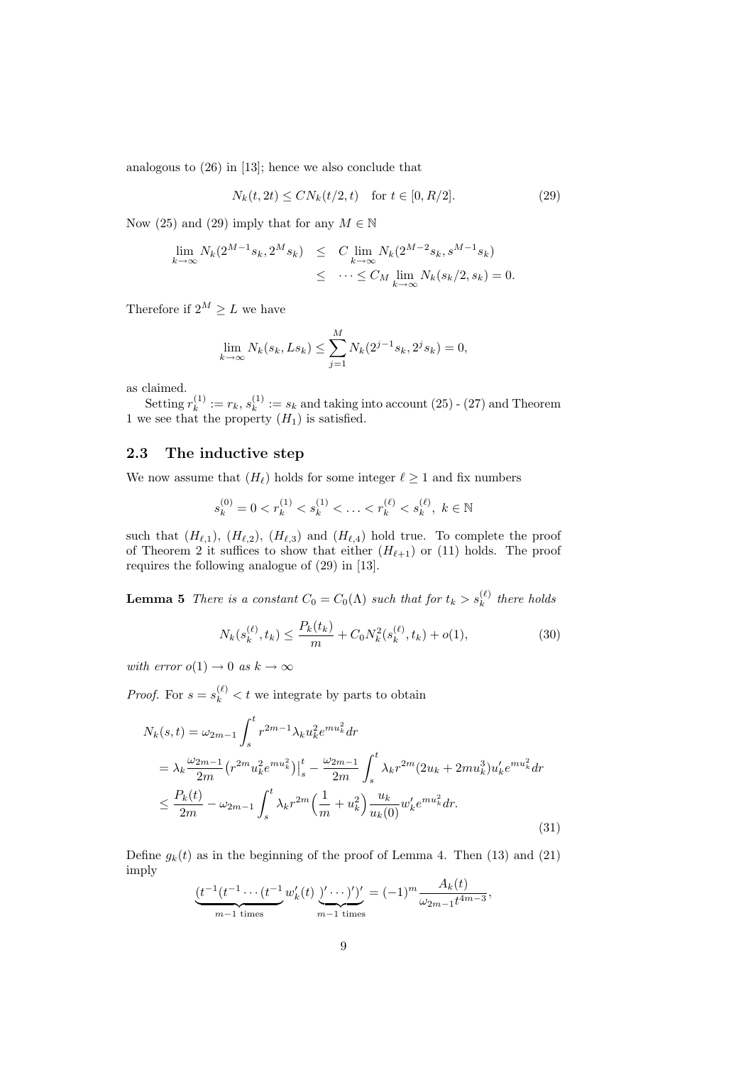analogous to (26) in [13]; hence we also conclude that

$$N_k(t, 2t) \le C N_k(t/2, t) \quad \text{for } t \in [0, R/2]. \tag{29}$$

Now (25) and (29) imply that for any $M \in \mathbb{N}$

$$\begin{aligned}
\lim_{k\to\infty} N_k(2^{M-1}s_k, 2^M s_k) &\le C \lim_{k\to\infty} N_k(2^{M-2}s_k, s^{M-1}s_k) \\
&\le \cdots \le C_M \lim_{k\to\infty} N_k(s_k/2, s_k) = 0.
\end{aligned}$$

Therefore if $2^M \ge L$ we have

$$\lim_{k\to\infty} N_k(s_k, Ls_k) \le \sum_{j=1}^{M} N_k(2^{j-1}s_k, 2^j s_k) = 0,$$

as claimed.

Setting $r_k^{(1)} := r_k$, $s_k^{(1)} := s_k$ and taking into account (25) - (27) and Theorem 1 we see that the property $(H_1)$ is satisfied.

## 2.3 The inductive step

We now assume that $(H_\ell)$ holds for some integer $\ell \ge 1$ and fix numbers

$$s_k^{(0)} = 0 < r_k^{(1)} < s_k^{(1)} < \ldots < r_k^{(\ell)} < s_k^{(\ell)},\ k \in \mathbb{N}$$

such that $(H_{\ell,1})$, $(H_{\ell,2})$, $(H_{\ell,3})$ and $(H_{\ell,4})$ hold true. To complete the proof of Theorem 2 it suffices to show that either $(H_{\ell+1})$ or (11) holds. The proof requires the following analogue of (29) in [13].

**Lemma 5** *There is a constant $C_0 = C_0(\Lambda)$ such that for $t_k > s_k^{(\ell)}$ there holds*

$$N_k(s_k^{(\ell)}, t_k) \le \frac{P_k(t_k)}{m} + C_0 N_k^2(s_k^{(\ell)}, t_k) + o(1), \tag{30}$$

*with error $o(1) \to 0$ as $k \to \infty$*

*Proof.* For $s = s_k^{(\ell)} < t$ we integrate by parts to obtain

$$\begin{aligned}
&N_k(s,t) = \omega_{2m-1}\int_s^t r^{2m-1}\lambda_k u_k^2 e^{mu_k^2} dr \\
&= \lambda_k \frac{\omega_{2m-1}}{2m}\big(r^{2m}u_k^2 e^{mu_k^2}\big)\big|_s^t - \frac{\omega_{2m-1}}{2m}\int_s^t \lambda_k r^{2m}(2u_k + 2mu_k^3)u_k' e^{mu_k^2} dr \\
&\le \frac{P_k(t)}{2m} - \omega_{2m-1}\int_s^t \lambda_k r^{2m}\Big(\frac{1}{m} + u_k^2\Big)\frac{u_k}{u_k(0)} w_k' e^{mu_k^2} dr.
\end{aligned} \tag{31}$$

Define $g_k(t)$ as in the beginning of the proof of Lemma 4. Then (13) and (21) imply

$$\underbrace{(t^{-1}(t^{-1}\cdots(t^{-1}}_{m-1 \text{ times}} w_k'(t) \underbrace{)'\cdots)')'}_{m-1 \text{ times}} = (-1)^m \frac{A_k(t)}{\omega_{2m-1}t^{4m-3}},$$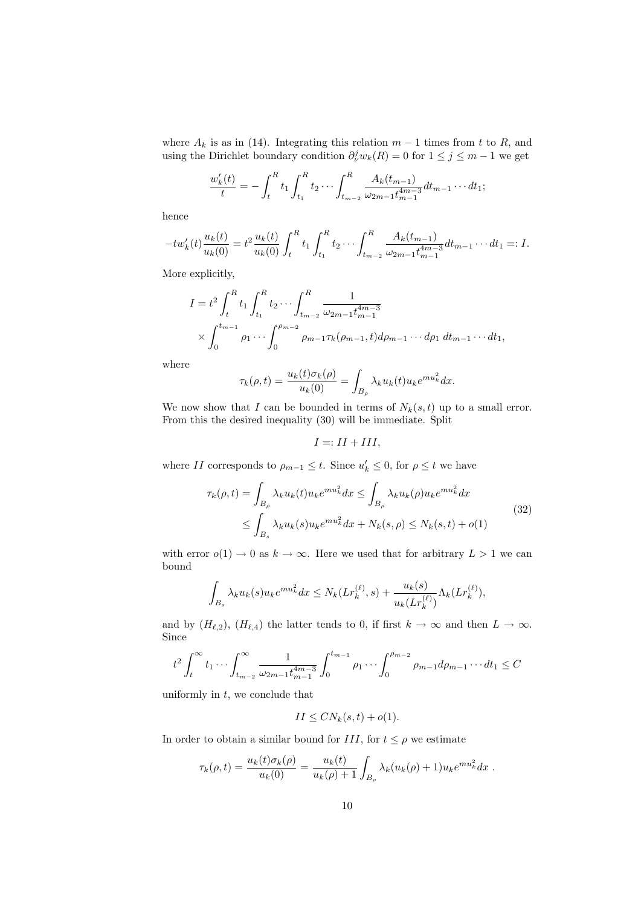where $A_k$ is as in (14). Integrating this relation $m-1$ times from $t$ to $R$, and using the Dirichlet boundary condition $\partial_\nu^j w_k(R) = 0$ for $1 \le j \le m-1$ we get

$$\frac{w_k'(t)}{t} = -\int_t^R t_1 \int_{t_1}^R t_2 \cdots \int_{t_{m-2}}^R \frac{A_k(t_{m-1})}{\omega_{2m-1} t_{m-1}^{4m-3}} dt_{m-1} \cdots dt_1;$$

hence

$$-t w_k'(t) \frac{u_k(t)}{u_k(0)} = t^2 \frac{u_k(t)}{u_k(0)} \int_t^R t_1 \int_{t_1}^R t_2 \cdots \int_{t_{m-2}}^R \frac{A_k(t_{m-1})}{\omega_{2m-1} t_{m-1}^{4m-3}} dt_{m-1} \cdots dt_1 =: I.$$

More explicitly,

$$\begin{aligned} I = t^2 & \int_t^R t_1 \int_{t_1}^R t_2 \cdots \int_{t_{m-2}}^R \frac{1}{\omega_{2m-1} t_{m-1}^{4m-3}} \\ & \times \int_0^{t_{m-1}} \rho_1 \cdots \int_0^{\rho_{m-2}} \rho_{m-1} \tau_k(\rho_{m-1}, t) d\rho_{m-1} \cdots d\rho_1 \, dt_{m-1} \cdots dt_1, \end{aligned}$$

where

$$\tau_k(\rho, t) = \frac{u_k(t)\sigma_k(\rho)}{u_k(0)} = \int_{B_\rho} \lambda_k u_k(t) u_k e^{m u_k^2} dx.$$

We now show that $I$ can be bounded in terms of $N_k(s,t)$ up to a small error. From this the desired inequality (30) will be immediate. Split

$$I =: II + III,$$

where $II$ corresponds to $\rho_{m-1} \le t$. Since $u_k' \le 0$, for $\rho \le t$ we have

$$\begin{aligned} \tau_k(\rho, t) &= \int_{B_\rho} \lambda_k u_k(t) u_k e^{m u_k^2} dx \le \int_{B_\rho} \lambda_k u_k(\rho) u_k e^{m u_k^2} dx \\ &\le \int_{B_s} \lambda_k u_k(s) u_k e^{m u_k^2} dx + N_k(s, \rho) \le N_k(s,t) + o(1) \end{aligned} \tag{32}$$

with error $o(1) \to 0$ as $k \to \infty$. Here we used that for arbitrary $L > 1$ we can bound

$$\int_{B_s} \lambda_k u_k(s) u_k e^{m u_k^2} dx \le N_k(L r_k^{(\ell)}, s) + \frac{u_k(s)}{u_k(L r_k^{(\ell)})} \Lambda_k(L r_k^{(\ell)}),$$

and by $(H_{\ell,2})$, $(H_{\ell,4})$ the latter tends to 0, if first $k \to \infty$ and then $L \to \infty$. Since

$$t^2 \int_t^\infty t_1 \cdots \int_{t_{m-2}}^\infty \frac{1}{\omega_{2m-1} t_{m-1}^{4m-3}} \int_0^{t_{m-1}} \rho_1 \cdots \int_0^{\rho_{m-2}} \rho_{m-1} d\rho_{m-1} \cdots dt_1 \le C$$

uniformly in $t$, we conclude that

$$II \le C N_k(s,t) + o(1).$$

In order to obtain a similar bound for $III$, for $t \le \rho$ we estimate

$$\tau_k(\rho, t) = \frac{u_k(t)\sigma_k(\rho)}{u_k(0)} = \frac{u_k(t)}{u_k(\rho) + 1} \int_{B_\rho} \lambda_k (u_k(\rho) + 1) u_k e^{m u_k^2} dx \ .$$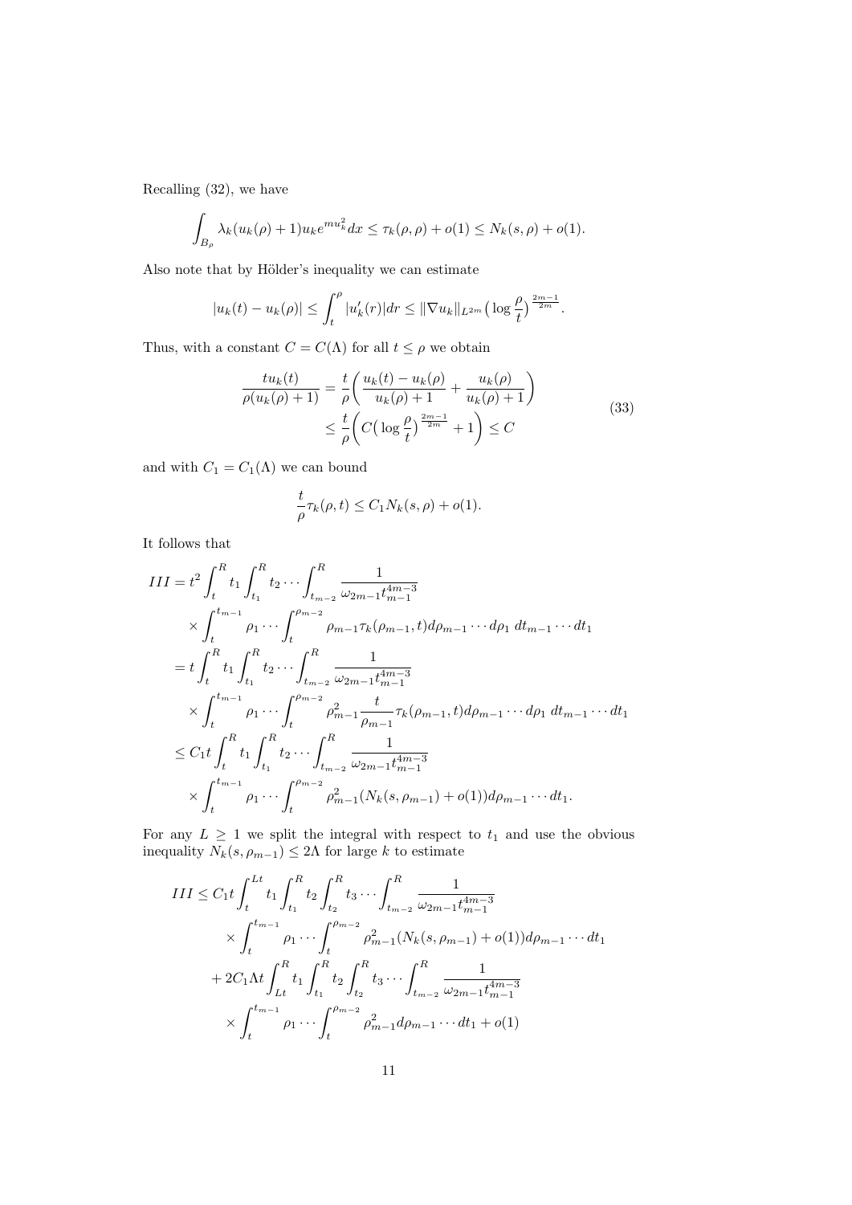Recalling (32), we have

$$\int_{B_\rho} \lambda_k (u_k(\rho) + 1) u_k e^{m u_k^2} dx \le \tau_k(\rho, \rho) + o(1) \le N_k(s, \rho) + o(1).$$

Also note that by Hölder's inequality we can estimate

$$|u_k(t) - u_k(\rho)| \le \int_t^\rho |u_k'(r)| dr \le \|\nabla u_k\|_{L^{2m}} \big( \log \frac{\rho}{t} \big)^{\frac{2m-1}{2m}}.$$

Thus, with a constant $C = C(\Lambda)$ for all $t \le \rho$ we obtain

$$\begin{aligned} \frac{t u_k(t)}{\rho (u_k(\rho) + 1)} &= \frac{t}{\rho} \bigg( \frac{u_k(t) - u_k(\rho)}{u_k(\rho) + 1} + \frac{u_k(\rho)}{u_k(\rho)+1} \bigg) \\ &\le \frac{t}{\rho} \bigg( C \big( \log \frac{\rho}{t} \big)^{\frac{2m-1}{2m}} + 1 \bigg) \le C \end{aligned} \tag{33}$$

and with $C_1 = C_1(\Lambda)$ we can bound

$$\frac{t}{\rho} \tau_k(\rho, t) \le C_1 N_k(s, \rho) + o(1).$$

It follows that

$$\begin{aligned} III &= t^2 \int_t^R t_1 \int_{t_1}^R t_2 \cdots \int_{t_{m-2}}^R \frac{1}{\omega_{2m-1} t_{m-1}^{4m-3}} \\ &\quad \times \int_t^{t_{m-1}} \rho_1 \cdots \int_t^{\rho_{m-2}} \rho_{m-1} \tau_k(\rho_{m-1}, t) d\rho_{m-1} \cdots d\rho_1 \, dt_{m-1} \cdots dt_1 \\ &= t \int_t^R t_1 \int_{t_1}^R t_2 \cdots \int_{t_{m-2}}^R \frac{1}{\omega_{2m-1} t_{m-1}^{4m-3}} \\ &\quad \times \int_t^{t_{m-1}} \rho_1 \cdots \int_t^{\rho_{m-2}} \rho_{m-1}^2 \frac{t}{\rho_{m-1}} \tau_k(\rho_{m-1}, t) d\rho_{m-1} \cdots d\rho_1 \, dt_{m-1} \cdots dt_1 \\ &\le C_1 t \int_t^R t_1 \int_{t_1}^R t_2 \cdots \int_{t_{m-2}}^R \frac{1}{\omega_{2m-1} t_{m-1}^{4m-3}} \\ &\quad \times \int_t^{t_{m-1}} \rho_1 \cdots \int_t^{\rho_{m-2}} \rho_{m-1}^2 (N_k(s, \rho_{m-1}) + o(1)) d\rho_{m-1} \cdots dt_1. \end{aligned}$$

For any $L \ge 1$ we split the integral with respect to $t_1$ and use the obvious inequality $N_k(s, \rho_{m-1}) \le 2\Lambda$ for large $k$ to estimate

$$\begin{aligned} III &\le C_1 t \int_t^{Lt} t_1 \int_{t_1}^R t_2 \int_{t_2}^R t_3 \cdots \int_{t_{m-2}}^R \frac{1}{\omega_{2m-1} t_{m-1}^{4m-3}} \\ &\quad \times \int_t^{t_{m-1}} \rho_1 \cdots \int_t^{\rho_{m-2}} \rho_{m-1}^2 (N_k(s, \rho_{m-1}) + o(1)) d\rho_{m-1} \cdots dt_1 \\ &\quad + 2 C_1 \Lambda t \int_{Lt}^R t_1 \int_{t_1}^R t_2 \int_{t_2}^R t_3 \cdots \int_{t_{m-2}}^R \frac{1}{\omega_{2m-1} t_{m-1}^{4m-3}} \\ &\quad \times \int_t^{t_{m-1}} \rho_1 \cdots \int_t^{\rho_{m-2}} \rho_{m-1}^2 d\rho_{m-1} \cdots dt_1 + o(1) \end{aligned}$$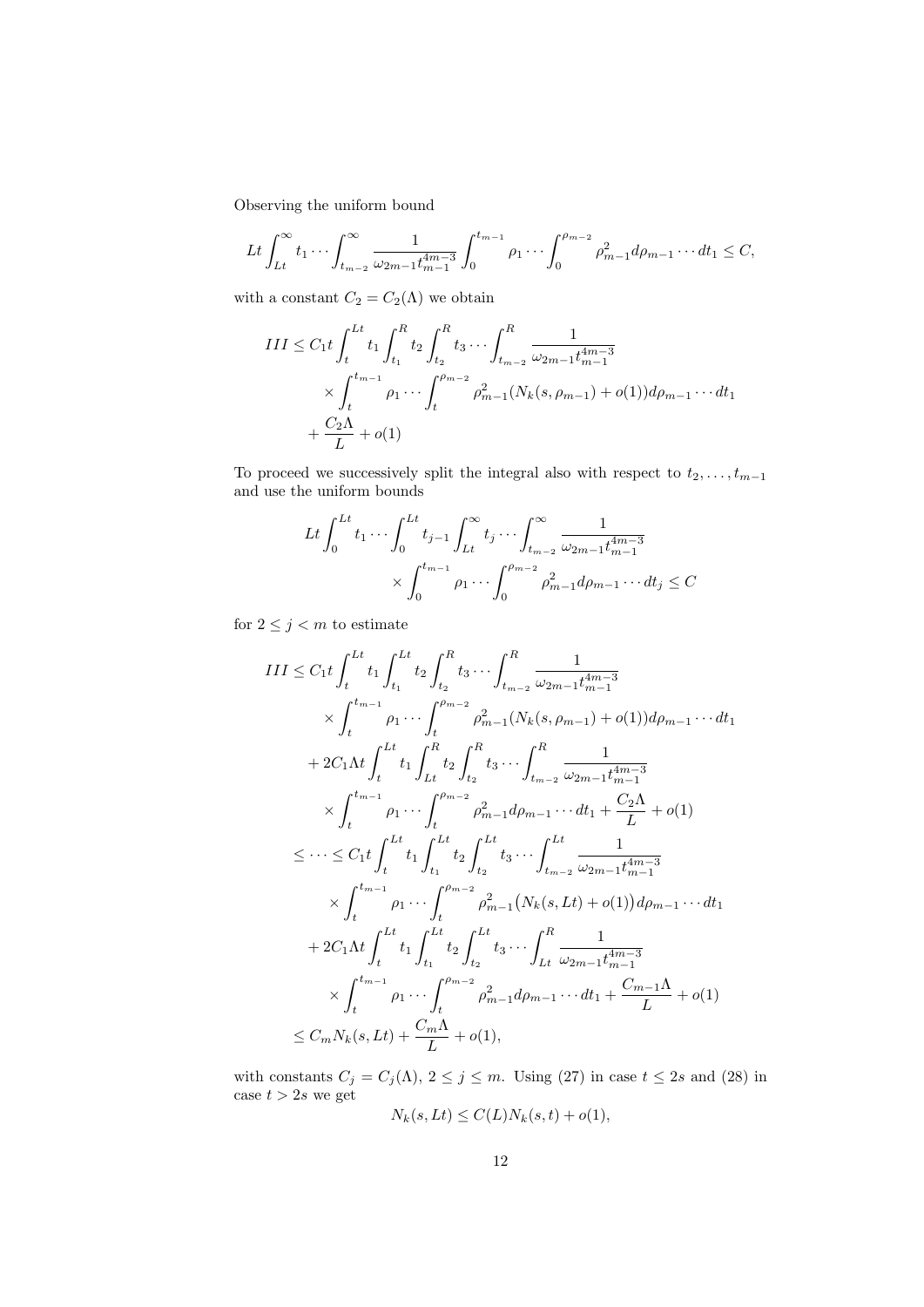Observing the uniform bound

$$
Lt\int_{Lt}^{\infty} t_1 \cdots \int_{t_{m-2}}^{\infty} \frac{1}{\omega_{2m-1} t_{m-1}^{4m-3}} \int_0^{t_{m-1}} \rho_1 \cdots \int_0^{\rho_{m-2}} \rho_{m-1}^2 d\rho_{m-1} \cdots dt_1 \le C,
$$

with a constant $C_2 = C_2(\Lambda)$ we obtain

$$
\begin{aligned}
III \le\ & C_1 t \int_t^{Lt} t_1 \int_{t_1}^{R} t_2 \int_{t_2}^{R} t_3 \cdots \int_{t_{m-2}}^{R} \frac{1}{\omega_{2m-1} t_{m-1}^{4m-3}} \\
& \times \int_t^{t_{m-1}} \rho_1 \cdots \int_t^{\rho_{m-2}} \rho_{m-1}^2 (N_k(s,\rho_{m-1}) + o(1)) d\rho_{m-1} \cdots dt_1 \\
& + \frac{C_2 \Lambda}{L} + o(1)
\end{aligned}
$$

To proceed we successively split the integral also with respect to $t_2, \ldots, t_{m-1}$ and use the uniform bounds

$$
\begin{aligned}
Lt\int_0^{Lt} t_1 \cdots \int_0^{Lt} t_{j-1} \int_{Lt}^{\infty} t_j \cdots \int_{t_{m-2}}^{\infty} \frac{1}{\omega_{2m-1} t_{m-1}^{4m-3}} & \\
\times \int_0^{t_{m-1}} \rho_1 \cdots \int_0^{\rho_{m-2}} \rho_{m-1}^2 d\rho_{m-1} \cdots dt_j \le C &
\end{aligned}
$$

for $2 \le j < m$ to estimate

$$
\begin{aligned}
III \le\ & C_1 t \int_t^{Lt} t_1 \int_{t_1}^{Lt} t_2 \int_{t_2}^{R} t_3 \cdots \int_{t_{m-2}}^{R} \frac{1}{\omega_{2m-1} t_{m-1}^{4m-3}} \\
& \times \int_t^{t_{m-1}} \rho_1 \cdots \int_t^{\rho_{m-2}} \rho_{m-1}^2 (N_k(s,\rho_{m-1}) + o(1)) d\rho_{m-1} \cdots dt_1 \\
& + 2C_1 \Lambda t \int_t^{Lt} t_1 \int_{Lt}^{R} t_2 \int_{t_2}^{R} t_3 \cdots \int_{t_{m-2}}^{R} \frac{1}{\omega_{2m-1} t_{m-1}^{4m-3}} \\
& \times \int_t^{t_{m-1}} \rho_1 \cdots \int_t^{\rho_{m-2}} \rho_{m-1}^2 d\rho_{m-1} \cdots dt_1 + \frac{C_2 \Lambda}{L} + o(1) \\
\le \cdots \le\ & C_1 t \int_t^{Lt} t_1 \int_{t_1}^{Lt} t_2 \int_{t_2}^{Lt} t_3 \cdots \int_{t_{m-2}}^{Lt} \frac{1}{\omega_{2m-1} t_{m-1}^{4m-3}} \\
& \times \int_t^{t_{m-1}} \rho_1 \cdots \int_t^{\rho_{m-2}} \rho_{m-1}^2 \big(N_k(s,Lt) + o(1)\big) d\rho_{m-1} \cdots dt_1 \\
& + 2C_1 \Lambda t \int_t^{Lt} t_1 \int_{t_1}^{Lt} t_2 \int_{t_2}^{Lt} t_3 \cdots \int_{Lt}^{R} \frac{1}{\omega_{2m-1} t_{m-1}^{4m-3}} \\
& \times \int_t^{t_{m-1}} \rho_1 \cdots \int_t^{\rho_{m-2}} \rho_{m-1}^2 d\rho_{m-1} \cdots dt_1 + \frac{C_{m-1} \Lambda}{L} + o(1) \\
\le\ & C_m N_k(s,Lt) + \frac{C_m \Lambda}{L} + o(1),
\end{aligned}
$$

with constants $C_j = C_j(\Lambda)$, $2 \le j \le m$. Using (27) in case $t \le 2s$ and (28) in case $t > 2s$ we get

$$
N_k(s,Lt) \le C(L) N_k(s,t) + o(1),
$$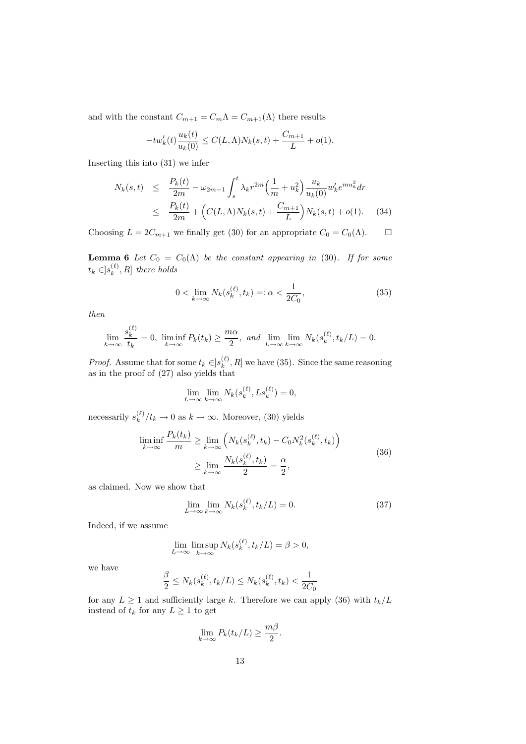and with the constant $C_{m+1} = C_m\Lambda = C_{m+1}(\Lambda)$ there results

$$-tw_k'(t)\frac{u_k(t)}{u_k(0)} \le C(L,\Lambda)N_k(s,t) + \frac{C_{m+1}}{L} + o(1).$$

Inserting this into (31) we infer

$$\begin{aligned} N_k(s,t) &\le \frac{P_k(t)}{2m} - \omega_{2m-1}\int_s^t \lambda_k r^{2m}\Big(\frac{1}{m}+u_k^2\Big)\frac{u_k}{u_k(0)}w_k' e^{mu_k^2}dr \\ &\le \frac{P_k(t)}{2m} + \Big(C(L,\Lambda)N_k(s,t) + \frac{C_{m+1}}{L}\Big)N_k(s,t) + o(1). \end{aligned} \tag{34}$$

Choosing $L = 2C_{m+1}$ we finally get (30) for an appropriate $C_0 = C_0(\Lambda)$. $\square$

**Lemma 6** *Let $C_0 = C_0(\Lambda)$ be the constant appearing in (30). If for some $t_k \in ]s_k^{(\ell)}, R]$ there holds*

$$0 < \lim_{k\to\infty} N_k(s_k^{(\ell)}, t_k) =: \alpha < \frac{1}{2C_0}, \tag{35}$$

*then*

$$\lim_{k\to\infty}\frac{s_k^{(\ell)}}{t_k} = 0,\ \liminf_{k\to\infty} P_k(t_k) \ge \frac{m\alpha}{2},\ \textit{and}\ \lim_{L\to\infty}\lim_{k\to\infty} N_k(s_k^{(\ell)}, t_k/L) = 0.$$

*Proof.* Assume that for some $t_k \in ]s_k^{(\ell)}, R]$ we have (35). Since the same reasoning as in the proof of (27) also yields that

$$\lim_{L\to\infty}\lim_{k\to\infty} N_k(s_k^{(\ell)}, Ls_k^{(\ell)}) = 0,$$

necessarily $s_k^{(\ell)}/t_k \to 0$ as $k \to \infty$. Moreover, (30) yields

$$\begin{aligned} \liminf_{k\to\infty}\frac{P_k(t_k)}{m} &\ge \lim_{k\to\infty}\Big(N_k(s_k^{(\ell)}, t_k) - C_0 N_k^2(s_k^{(\ell)}, t_k)\Big) \\ &\ge \lim_{k\to\infty}\frac{N_k(s_k^{(\ell)}, t_k)}{2} = \frac{\alpha}{2}, \end{aligned} \tag{36}$$

as claimed. Now we show that

$$\lim_{L\to\infty}\lim_{k\to\infty} N_k(s_k^{(\ell)}, t_k/L) = 0. \tag{37}$$

Indeed, if we assume

$$\lim_{L\to\infty}\limsup_{k\to\infty} N_k(s_k^{(\ell)}, t_k/L) = \beta > 0,$$

we have

$$\frac{\beta}{2} \le N_k(s_k^{(\ell)}, t_k/L) \le N_k(s_k^{(\ell)}, t_k) < \frac{1}{2C_0}$$

for any $L \ge 1$ and sufficiently large $k$. Therefore we can apply (36) with $t_k/L$ instead of $t_k$ for any $L \ge 1$ to get

$$\lim_{k\to\infty} P_k(t_k/L) \ge \frac{m\beta}{2}.$$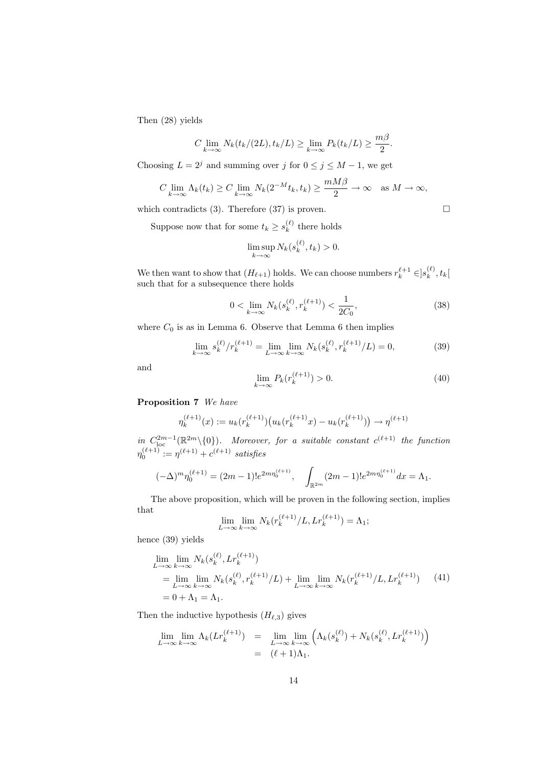Then (28) yields

$$C \lim_{k\to\infty} N_k(t_k/(2L), t_k/L) \geq \lim_{k\to\infty} P_k(t_k/L) \geq \frac{m\beta}{2}.$$

Choosing $L = 2^j$ and summing over $j$ for $0 \leq j \leq M-1$, we get

$$C \lim_{k\to\infty} \Lambda_k(t_k) \geq C \lim_{k\to\infty} N_k(2^{-M}t_k, t_k) \geq \frac{mM\beta}{2} \to \infty \quad \text{as } M \to \infty,$$

which contradicts (3). Therefore (37) is proven. $\square$

Suppose now that for some $t_k \geq s_k^{(\ell)}$ there holds

$$\limsup_{k\to\infty} N_k(s_k^{(\ell)}, t_k) > 0.$$

We then want to show that $(H_{\ell+1})$ holds. We can choose numbers $r_k^{\ell+1} \in ]s_k^{(\ell)}, t_k[$ such that for a subsequence there holds

$$0 < \lim_{k\to\infty} N_k(s_k^{(\ell)}, r_k^{(\ell+1)}) < \frac{1}{2C_0}, \tag{38}$$

where $C_0$ is as in Lemma 6. Observe that Lemma 6 then implies

$$\lim_{k\to\infty} s_k^{(\ell)}/r_k^{(\ell+1)} = \lim_{L\to\infty}\lim_{k\to\infty} N_k(s_k^{(\ell)}, r_k^{(\ell+1)}/L) = 0, \tag{39}$$

and

$$\lim_{k\to\infty} P_k(r_k^{(\ell+1)}) > 0. \tag{40}$$

**Proposition 7** *We have*

$$\eta_k^{(\ell+1)}(x) := u_k(r_k^{(\ell+1)})\big(u_k(r_k^{(\ell+1)}x) - u_k(r_k^{(\ell+1)})\big) \to \eta^{(\ell+1)}$$

*in* $C^{2m-1}_{\mathrm{loc}}(\mathbb{R}^{2m}\backslash\{0\})$. *Moreover, for a suitable constant* $c^{(\ell+1)}$ *the function* $\eta_0^{(\ell+1)} := \eta^{(\ell+1)} + c^{(\ell+1)}$ *satisfies*

$$(-\Delta)^m \eta_0^{(\ell+1)} = (2m-1)!e^{2m\eta_0^{(\ell+1)}}, \quad \int_{\mathbb{R}^{2m}} (2m-1)!e^{2m\eta_0^{(\ell+1)}}dx = \Lambda_1.$$

The above proposition, which will be proven in the following section, implies that

$$\lim_{L\to\infty}\lim_{k\to\infty} N_k(r_k^{(\ell+1)}/L, Lr_k^{(\ell+1)}) = \Lambda_1;$$

hence (39) yields

$$\begin{aligned}
&\lim_{L\to\infty}\lim_{k\to\infty} N_k(s_k^{(\ell)}, Lr_k^{(\ell+1)}) \\
&= \lim_{L\to\infty}\lim_{k\to\infty} N_k(s_k^{(\ell)}, r_k^{(\ell+1)}/L) + \lim_{L\to\infty}\lim_{k\to\infty} N_k(r_k^{(\ell+1)}/L, Lr_k^{(\ell+1)}) \\
&= 0 + \Lambda_1 = \Lambda_1.
\end{aligned} \tag{41}$$

Then the inductive hypothesis $(H_{\ell,3})$ gives

$$\begin{aligned}
\lim_{L\to\infty}\lim_{k\to\infty} \Lambda_k(Lr_k^{(\ell+1)}) &= \lim_{L\to\infty}\lim_{k\to\infty}\Big(\Lambda_k(s_k^{(\ell)}) + N_k(s_k^{(\ell)}, Lr_k^{(\ell+1)})\Big) \\
&= (\ell+1)\Lambda_1.
\end{aligned}$$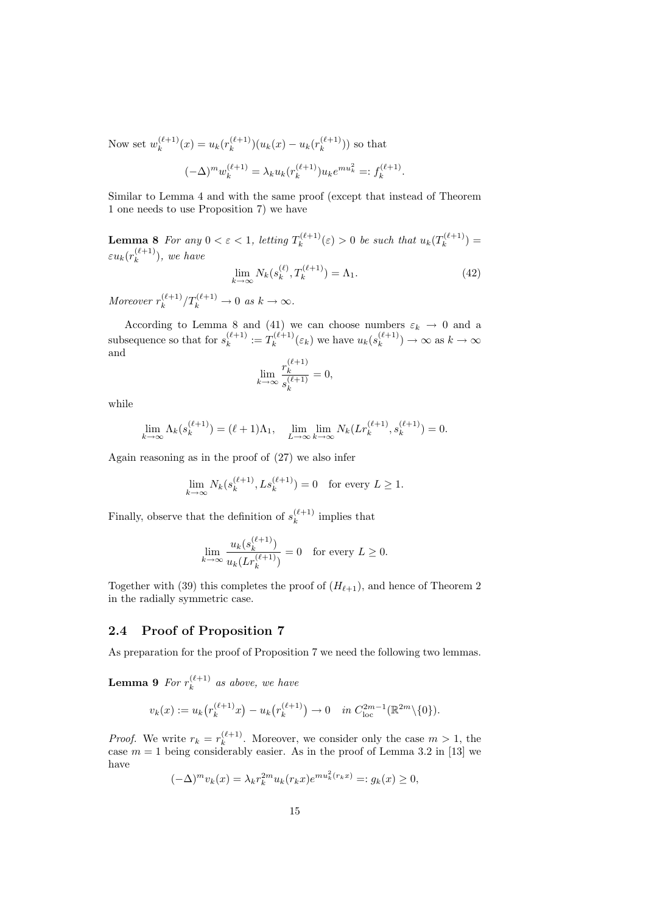Now set $w_k^{(\ell+1)}(x) = u_k(r_k^{(\ell+1)})(u_k(x) - u_k(r_k^{(\ell+1)}))$ so that

$$(-\Delta)^m w_k^{(\ell+1)} = \lambda_k u_k(r_k^{(\ell+1)}) u_k e^{mu_k^2} =: f_k^{(\ell+1)}.$$

Similar to Lemma 4 and with the same proof (except that instead of Theorem 1 one needs to use Proposition 7) we have

**Lemma 8** *For any $0 < \varepsilon < 1$, letting $T_k^{(\ell+1)}(\varepsilon) > 0$ be such that $u_k(T_k^{(\ell+1)}) = \varepsilon u_k(r_k^{(\ell+1)})$, we have*

$$\lim_{k\to\infty} N_k(s_k^{(\ell)}, T_k^{(\ell+1)}) = \Lambda_1. \tag{42}$$

*Moreover $r_k^{(\ell+1)}/T_k^{(\ell+1)} \to 0$ as $k \to \infty$.*

According to Lemma 8 and (41) we can choose numbers $\varepsilon_k \to 0$ and a subsequence so that for $s_k^{(\ell+1)} := T_k^{(\ell+1)}(\varepsilon_k)$ we have $u_k(s_k^{(\ell+1)}) \to \infty$ as $k \to \infty$ and

$$\lim_{k\to\infty} \frac{r_k^{(\ell+1)}}{s_k^{(\ell+1)}} = 0,$$

while

$$\lim_{k\to\infty} \Lambda_k(s_k^{(\ell+1)}) = (\ell+1)\Lambda_1, \quad \lim_{L\to\infty}\lim_{k\to\infty} N_k(Lr_k^{(\ell+1)}, s_k^{(\ell+1)}) = 0.$$

Again reasoning as in the proof of (27) we also infer

$$\lim_{k\to\infty} N_k(s_k^{(\ell+1)}, Ls_k^{(\ell+1)}) = 0 \quad \text{for every } L \geq 1.$$

Finally, observe that the definition of $s_k^{(\ell+1)}$ implies that

$$\lim_{k\to\infty} \frac{u_k(s_k^{(\ell+1)})}{u_k(Lr_k^{(\ell+1)})} = 0 \quad \text{for every } L \geq 0.$$

Together with (39) this completes the proof of $(H_{\ell+1})$, and hence of Theorem 2 in the radially symmetric case.

## 2.4 Proof of Proposition 7

As preparation for the proof of Proposition 7 we need the following two lemmas.

**Lemma 9** *For $r_k^{(\ell+1)}$ as above, we have*

$$v_k(x) := u_k\big(r_k^{(\ell+1)}x\big) - u_k\big(r_k^{(\ell+1)}\big) \to 0 \quad \text{in } C^{2m-1}_{\mathrm{loc}}(\mathbb{R}^{2m}\backslash\{0\}).$$

*Proof.* We write $r_k = r_k^{(\ell+1)}$. Moreover, we consider only the case $m > 1$, the case $m = 1$ being considerably easier. As in the proof of Lemma 3.2 in [13] we have

$$(-\Delta)^m v_k(x) = \lambda_k r_k^{2m} u_k(r_k x) e^{mu_k^2(r_k x)} =: g_k(x) \geq 0,$$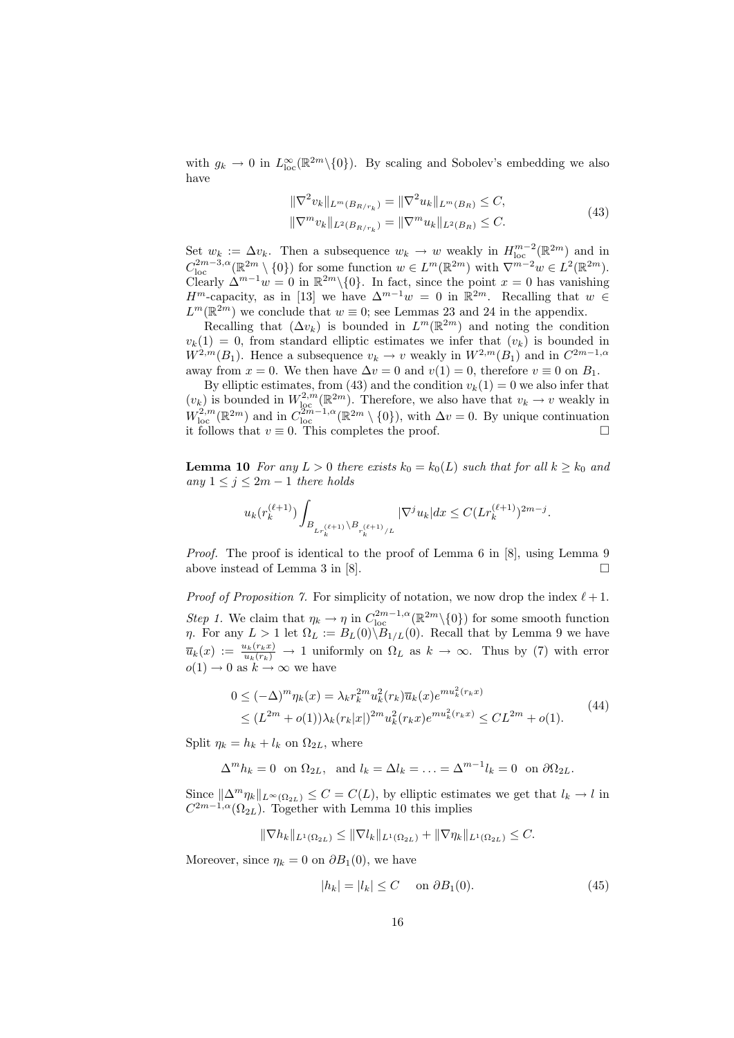with $g_k \to 0$ in $L^\infty_{\mathrm{loc}}(\mathbb{R}^{2m}\backslash\{0\})$. By scaling and Sobolev's embedding we also have

$$
\begin{aligned}
\|\nabla^2 v_k\|_{L^m(B_{R/r_k})} &= \|\nabla^2 u_k\|_{L^m(B_R)} \le C, \\
\|\nabla^m v_k\|_{L^2(B_{R/r_k})} &= \|\nabla^m u_k\|_{L^2(B_R)} \le C.
\end{aligned}
\tag{43}
$$

Set $w_k := \Delta v_k$. Then a subsequence $w_k \to w$ weakly in $H^{m-2}_{\mathrm{loc}}(\mathbb{R}^{2m})$ and in $C^{2m-3,\alpha}_{\mathrm{loc}}(\mathbb{R}^{2m} \setminus \{0\})$ for some function $w \in L^m(\mathbb{R}^{2m})$ with $\nabla^{m-2} w \in L^2(\mathbb{R}^{2m})$. Clearly $\Delta^{m-1} w = 0$ in $\mathbb{R}^{2m}\backslash\{0\}$. In fact, since the point $x = 0$ has vanishing $H^m$-capacity, as in [13] we have $\Delta^{m-1} w = 0$ in $\mathbb{R}^{2m}$. Recalling that $w \in L^m(\mathbb{R}^{2m})$ we conclude that $w \equiv 0$; see Lemmas 23 and 24 in the appendix.

Recalling that $(\Delta v_k)$ is bounded in $L^m(\mathbb{R}^{2m})$ and noting the condition $v_k(1) = 0$, from standard elliptic estimates we infer that $(v_k)$ is bounded in $W^{2,m}(B_1)$. Hence a subsequence $v_k \to v$ weakly in $W^{2,m}(B_1)$ and in $C^{2m-1,\alpha}$ away from $x = 0$. We then have $\Delta v = 0$ and $v(1) = 0$, therefore $v \equiv 0$ on $B_1$.

By elliptic estimates, from (43) and the condition $v_k(1) = 0$ we also infer that $(v_k)$ is bounded in $W^{2,m}_{\mathrm{loc}}(\mathbb{R}^{2m})$. Therefore, we also have that $v_k \to v$ weakly in $W^{2,m}_{\mathrm{loc}}(\mathbb{R}^{2m})$ and in $C^{2m-1,\alpha}_{\mathrm{loc}}(\mathbb{R}^{2m} \setminus \{0\})$, with $\Delta v = 0$. By unique continuation it follows that $v \equiv 0$. This completes the proof. □

**Lemma 10** *For any $L > 0$ there exists $k_0 = k_0(L)$ such that for all $k \ge k_0$ and any $1 \le j \le 2m-1$ there holds*

$$
u_k(r_k^{(\ell+1)}) \int_{B_{Lr_k^{(\ell+1)}} \setminus B_{r_k^{(\ell+1)}/L}} |\nabla^j u_k| dx \le C(Lr_k^{(\ell+1)})^{2m-j}.
$$

*Proof.* The proof is identical to the proof of Lemma 6 in [8], using Lemma 9 above instead of Lemma 3 in [8]. □

*Proof of Proposition 7.* For simplicity of notation, we now drop the index $\ell+1$.

*Step 1.* We claim that $\eta_k \to \eta$ in $C^{2m-1,\alpha}_{\mathrm{loc}}(\mathbb{R}^{2m}\backslash\{0\})$ for some smooth function $\eta$. For any $L > 1$ let $\Omega_L := B_L(0)\backslash B_{1/L}(0)$. Recall that by Lemma 9 we have $\overline{u}_k(x) := \frac{u_k(r_k x)}{u_k(r_k)} \to 1$ uniformly on $\Omega_L$ as $k \to \infty$. Thus by (7) with error $o(1) \to 0$ as $k \to \infty$ we have

$$
\begin{aligned}
0 &\le (-\Delta)^m \eta_k(x) = \lambda_k r_k^{2m} u_k^2(r_k) \overline{u}_k(x) e^{m u_k^2(r_k x)} \\
&\le (L^{2m} + o(1)) \lambda_k (r_k|x|)^{2m} u_k^2(r_k x) e^{m u_k^2(r_k x)} \le C L^{2m} + o(1).
\end{aligned}
\tag{44}
$$

Split $\eta_k = h_k + l_k$ on $\Omega_{2L}$, where

$$
\Delta^m h_k = 0 \;\text{ on } \Omega_{2L}, \;\text{ and } l_k = \Delta l_k = \ldots = \Delta^{m-1} l_k = 0 \;\text{ on } \partial\Omega_{2L}.
$$

Since $\|\Delta^m \eta_k\|_{L^\infty(\Omega_{2L})} \le C = C(L)$, by elliptic estimates we get that $l_k \to l$ in $C^{2m-1,\alpha}(\Omega_{2L})$. Together with Lemma 10 this implies

$$
\|\nabla h_k\|_{L^1(\Omega_{2L})} \le \|\nabla l_k\|_{L^1(\Omega_{2L})} + \|\nabla \eta_k\|_{L^1(\Omega_{2L})} \le C.
$$

Moreover, since $\eta_k = 0$ on $\partial B_1(0)$, we have

$$
|h_k| = |l_k| \le C \quad \text{ on } \partial B_1(0).
\tag{45}
$$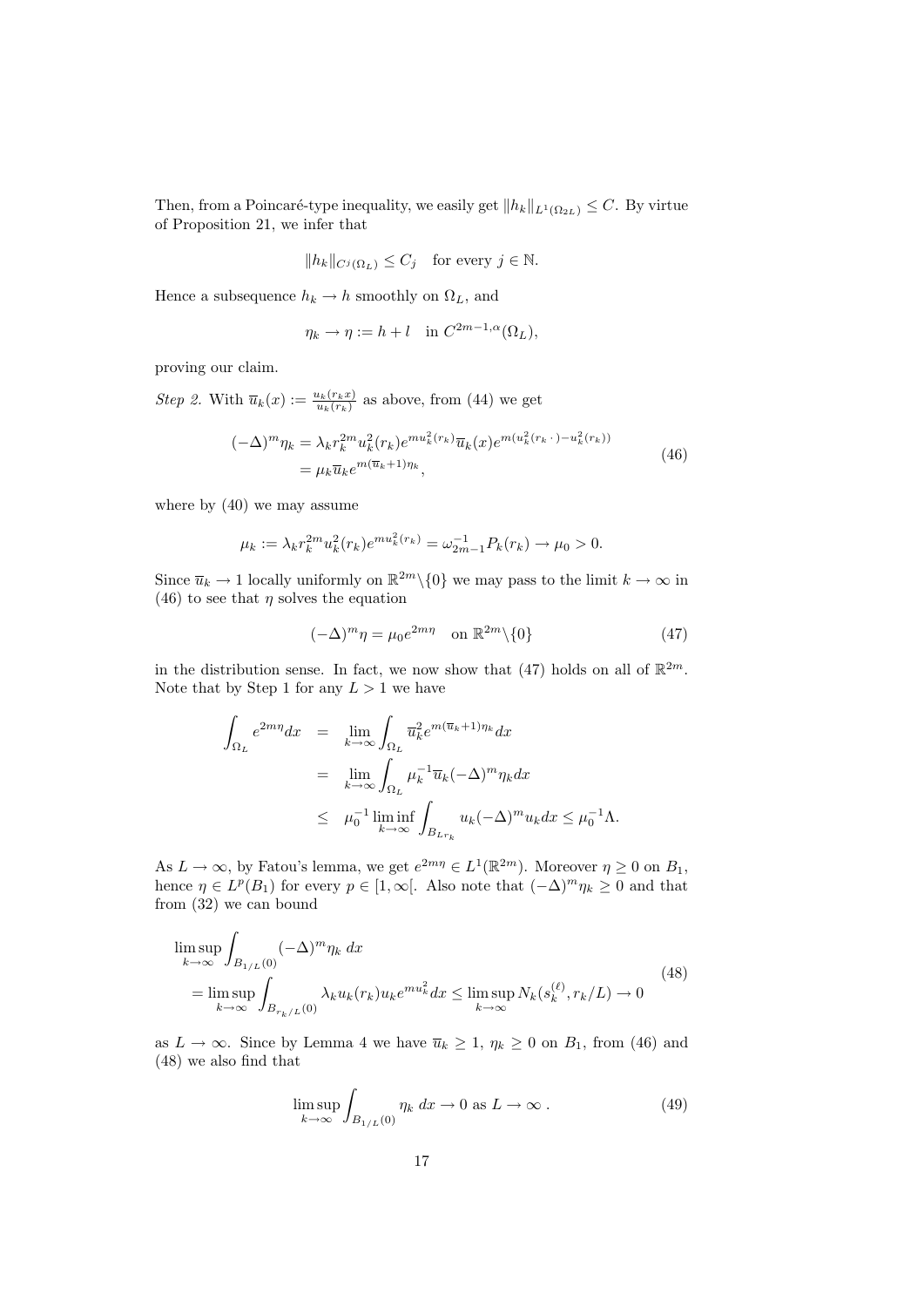Then, from a Poincaré-type inequality, we easily get $\|h_k\|_{L^1(\Omega_{2L})} \leq C$. By virtue of Proposition 21, we infer that

$$\|h_k\|_{C^j(\Omega_L)} \leq C_j \quad \text{for every } j \in \mathbb{N}.$$

Hence a subsequence $h_k \to h$ smoothly on $\Omega_L$, and

$$\eta_k \to \eta := h + l \quad \text{in } C^{2m-1,\alpha}(\Omega_L),$$

proving our claim.

*Step 2.* With $\overline{u}_k(x) := \frac{u_k(r_k x)}{u_k(r_k)}$ as above, from (44) we get

$$\begin{aligned}(-\Delta)^m \eta_k &= \lambda_k r_k^{2m} u_k^2(r_k) e^{m u_k^2(r_k)} \overline{u}_k(x) e^{m(u_k^2(r_k\,\cdot) - u_k^2(r_k))} \\ &= \mu_k \overline{u}_k e^{m(\overline{u}_k + 1)\eta_k},\end{aligned} \tag{46}$$

where by (40) we may assume

$$\mu_k := \lambda_k r_k^{2m} u_k^2(r_k) e^{m u_k^2(r_k)} = \omega_{2m-1}^{-1} P_k(r_k) \to \mu_0 > 0.$$

Since $\overline{u}_k \to 1$ locally uniformly on $\mathbb{R}^{2m}\backslash\{0\}$ we may pass to the limit $k \to \infty$ in (46) to see that $\eta$ solves the equation

$$(-\Delta)^m \eta = \mu_0 e^{2m\eta} \quad \text{on } \mathbb{R}^{2m}\backslash\{0\} \tag{47}$$

in the distribution sense. In fact, we now show that (47) holds on all of $\mathbb{R}^{2m}$. Note that by Step 1 for any $L > 1$ we have

$$\begin{aligned}\int_{\Omega_L} e^{2m\eta} dx &= \lim_{k\to\infty} \int_{\Omega_L} \overline{u}_k^2 e^{m(\overline{u}_k+1)\eta_k} dx \\ &= \lim_{k\to\infty} \int_{\Omega_L} \mu_k^{-1} \overline{u}_k (-\Delta)^m \eta_k dx \\ &\leq \mu_0^{-1} \liminf_{k\to\infty} \int_{B_{Lr_k}} u_k (-\Delta)^m u_k dx \leq \mu_0^{-1} \Lambda.\end{aligned}$$

As $L \to \infty$, by Fatou's lemma, we get $e^{2m\eta} \in L^1(\mathbb{R}^{2m})$. Moreover $\eta \geq 0$ on $B_1$, hence $\eta \in L^p(B_1)$ for every $p \in [1, \infty[$. Also note that $(-\Delta)^m \eta_k \geq 0$ and that from (32) we can bound

$$\begin{aligned}&\limsup_{k\to\infty} \int_{B_{1/L}(0)} (-\Delta)^m \eta_k \, dx \\ &= \limsup_{k\to\infty} \int_{B_{r_k/L}(0)} \lambda_k u_k(r_k) u_k e^{m u_k^2} dx \leq \limsup_{k\to\infty} N_k(s_k^{(\ell)}, r_k/L) \to 0\end{aligned} \tag{48}$$

as $L \to \infty$. Since by Lemma 4 we have $\overline{u}_k \geq 1$, $\eta_k \geq 0$ on $B_1$, from (46) and (48) we also find that

$$\limsup_{k\to\infty} \int_{B_{1/L}(0)} \eta_k \, dx \to 0 \text{ as } L \to \infty \,. \tag{49}$$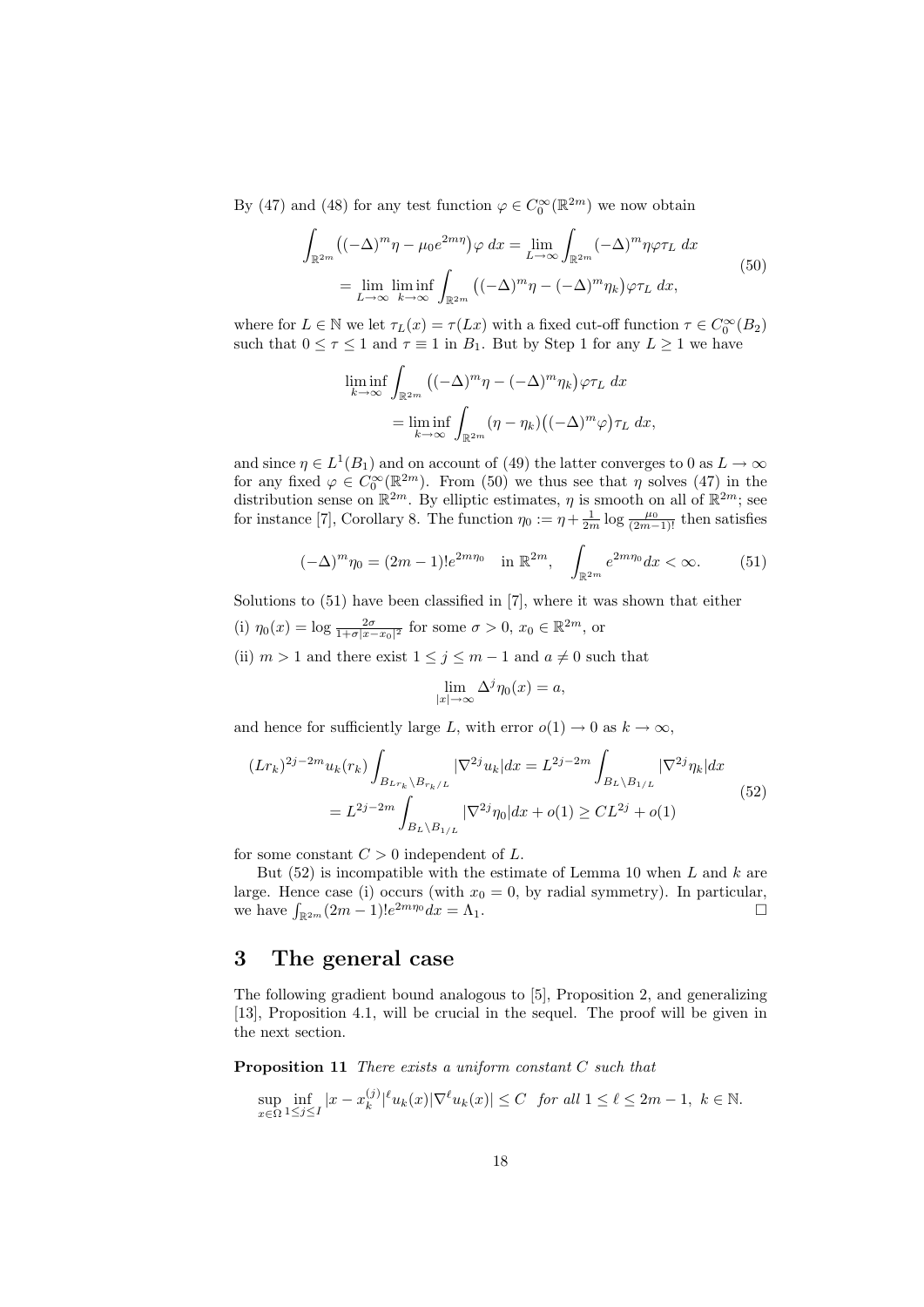By (47) and (48) for any test function $\varphi \in C_0^\infty(\mathbb{R}^{2m})$ we now obtain

$$
\begin{aligned}
\int_{\mathbb{R}^{2m}} \big((-\Delta)^m \eta - \mu_0 e^{2m\eta}\big)\varphi \, dx &= \lim_{L\to\infty} \int_{\mathbb{R}^{2m}} (-\Delta)^m \eta \varphi \tau_L \, dx \\
&= \lim_{L\to\infty} \liminf_{k\to\infty} \int_{\mathbb{R}^{2m}} \big((-\Delta)^m \eta - (-\Delta)^m \eta_k\big)\varphi \tau_L \, dx,
\end{aligned} \tag{50}
$$

where for $L \in \mathbb{N}$ we let $\tau_L(x) = \tau(Lx)$ with a fixed cut-off function $\tau \in C_0^\infty(B_2)$ such that $0 \le \tau \le 1$ and $\tau \equiv 1$ in $B_1$. But by Step 1 for any $L \ge 1$ we have

$$
\begin{aligned}
\liminf_{k\to\infty} &\int_{\mathbb{R}^{2m}} \big((-\Delta)^m \eta - (-\Delta)^m \eta_k\big)\varphi \tau_L \, dx \\
&= \liminf_{k\to\infty} \int_{\mathbb{R}^{2m}} (\eta - \eta_k)\big((-\Delta)^m \varphi\big)\tau_L \, dx,
\end{aligned}
$$

and since $\eta \in L^1(B_1)$ and on account of (49) the latter converges to 0 as $L \to \infty$ for any fixed $\varphi \in C_0^\infty(\mathbb{R}^{2m})$. From (50) we thus see that $\eta$ solves (47) in the distribution sense on $\mathbb{R}^{2m}$. By elliptic estimates, $\eta$ is smooth on all of $\mathbb{R}^{2m}$; see for instance [7], Corollary 8. The function $\eta_0 := \eta + \frac{1}{2m}\log\frac{\mu_0}{(2m-1)!}$ then satisfies

$$
(-\Delta)^m \eta_0 = (2m-1)! e^{2m\eta_0} \quad \text{in } \mathbb{R}^{2m}, \quad \int_{\mathbb{R}^{2m}} e^{2m\eta_0} dx < \infty. \tag{51}
$$

Solutions to (51) have been classified in [7], where it was shown that either

(i) $\eta_0(x) = \log \frac{2\sigma}{1+\sigma|x-x_0|^2}$ for some $\sigma > 0$, $x_0 \in \mathbb{R}^{2m}$, or

(ii) $m > 1$ and there exist $1 \le j \le m-1$ and $a \ne 0$ such that

$$
\lim_{|x|\to\infty} \Delta^j \eta_0(x) = a,
$$

and hence for sufficiently large $L$, with error $o(1) \to 0$ as $k \to \infty$,

$$
\begin{aligned}
(Lr_k)^{2j-2m} u_k(r_k) \int_{B_{Lr_k}\setminus B_{r_k/L}} |\nabla^{2j} u_k| dx &= L^{2j-2m} \int_{B_L \setminus B_{1/L}} |\nabla^{2j} \eta_k| dx \\
&= L^{2j-2m} \int_{B_L\setminus B_{1/L}} |\nabla^{2j} \eta_0| dx + o(1) \ge CL^{2j} + o(1)
\end{aligned} \tag{52}
$$

for some constant $C > 0$ independent of $L$.

But (52) is incompatible with the estimate of Lemma 10 when $L$ and $k$ are large. Hence case (i) occurs (with $x_0 = 0$, by radial symmetry). In particular, we have $\int_{\mathbb{R}^{2m}} (2m-1)! e^{2m\eta_0} dx = \Lambda_1$. □

# 3 The general case

The following gradient bound analogous to [5], Proposition 2, and generalizing [13], Proposition 4.1, will be crucial in the sequel. The proof will be given in the next section.

**Proposition 11** *There exists a uniform constant $C$ such that*

$$
\sup_{x\in\Omega} \inf_{1\le j\le I} |x - x_k^{(j)}|^\ell u_k(x) |\nabla^\ell u_k(x)| \le C \quad \textit{for all } 1 \le \ell \le 2m-1,\ k \in \mathbb{N}.
$$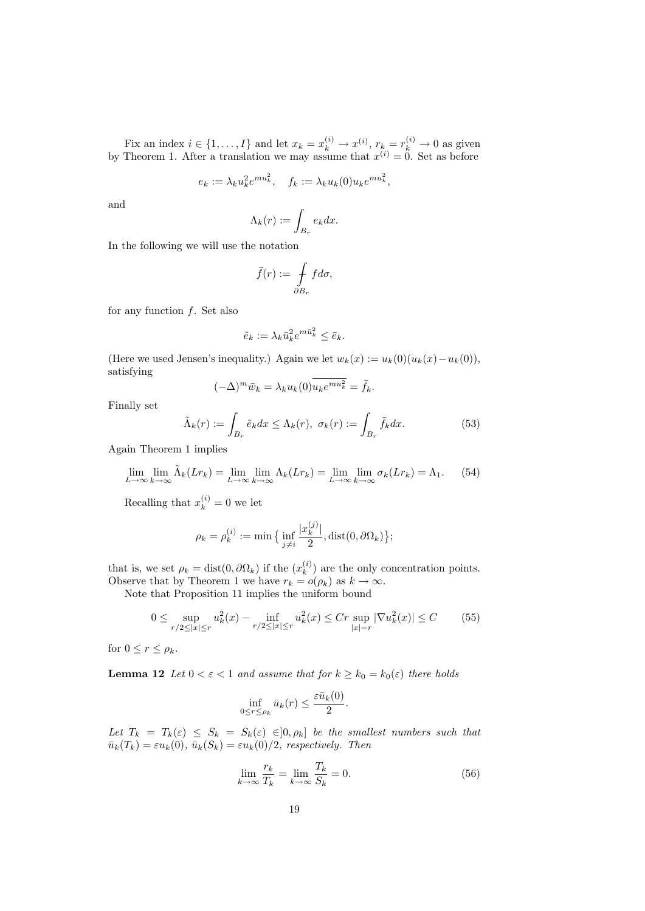Fix an index $i \in \{1, \dots, I\}$ and let $x_k = x_k^{(i)} \to x^{(i)}$, $r_k = r_k^{(i)} \to 0$ as given by Theorem 1. After a translation we may assume that $x^{(i)} = 0$. Set as before

$$e_k := \lambda_k u_k^2 e^{m u_k^2}, \quad f_k := \lambda_k u_k(0) u_k e^{m u_k^2},$$

and

$$\Lambda_k(r) := \int_{B_r} e_k dx.$$

In the following we will use the notation

$$\bar{f}(r) := \fint_{\partial B_r} f d\sigma,$$

for any function $f$. Set also

$$\tilde{e}_k := \lambda_k \bar{u}_k^2 e^{m \bar{u}_k^2} \leq \bar{e}_k.$$

(Here we used Jensen's inequality.) Again we let $w_k(x) := u_k(0)(u_k(x) - u_k(0))$, satisfying

$$(-\Delta)^m \bar{w}_k = \lambda_k u_k(0) \overline{u_k e^{m u_k^2}} = \bar{f}_k.$$

Finally set

$$\tilde{\Lambda}_k(r) := \int_{B_r} \tilde{e}_k dx \leq \Lambda_k(r), \;\; \sigma_k(r) := \int_{B_r} \bar{f}_k dx. \tag{53}$$

Again Theorem 1 implies

$$\lim_{L \to \infty} \lim_{k \to \infty} \tilde{\Lambda}_k(L r_k) = \lim_{L \to \infty} \lim_{k \to \infty} \Lambda_k(L r_k) = \lim_{L \to \infty} \lim_{k \to \infty} \sigma_k(L r_k) = \Lambda_1. \tag{54}$$

Recalling that $x_k^{(i)} = 0$ we let

$$\rho_k = \rho_k^{(i)} := \min\big\{ \inf_{j \neq i} \frac{|x_k^{(j)}|}{2}, \operatorname{dist}(0, \partial \Omega_k) \big\};$$

that is, we set $\rho_k = \operatorname{dist}(0, \partial\Omega_k)$ if the $(x_k^{(i)})$ are the only concentration points. Observe that by Theorem 1 we have $r_k = o(\rho_k)$ as $k \to \infty$.

Note that Proposition 11 implies the uniform bound

$$0 \leq \sup_{r/2 \leq |x| \leq r} u_k^2(x) - \inf_{r/2 \leq |x| \leq r} u_k^2(x) \leq C r \sup_{|x| = r} |\nabla u_k^2(x)| \leq C \tag{55}$$

for $0 \leq r \leq \rho_k$.

**Lemma 12** *Let $0 < \varepsilon < 1$ and assume that for $k \geq k_0 = k_0(\varepsilon)$ there holds*

$$\inf_{0 \leq r \leq \rho_k} \bar{u}_k(r) \leq \frac{\varepsilon \bar{u}_k(0)}{2}.$$

*Let $T_k = T_k(\varepsilon) \leq S_k = S_k(\varepsilon) \in ]0, \rho_k]$ be the smallest numbers such that $\bar{u}_k(T_k) = \varepsilon u_k(0)$, $\bar{u}_k(S_k) = \varepsilon u_k(0)/2$, respectively. Then*

$$\lim_{k \to \infty} \frac{r_k}{T_k} = \lim_{k \to \infty} \frac{T_k}{S_k} = 0. \tag{56}$$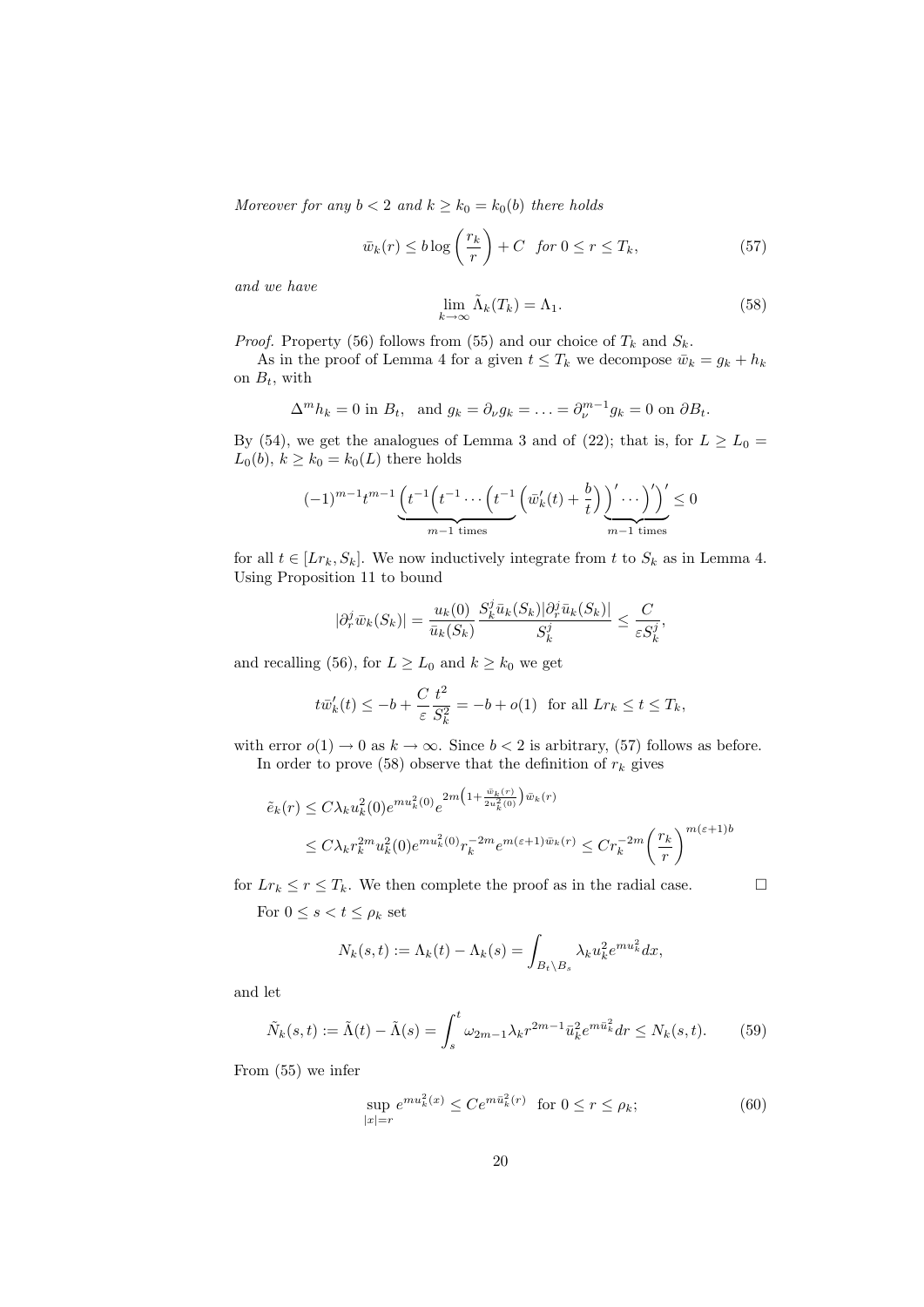*Moreover for any $b < 2$ and $k \geq k_0 = k_0(b)$ there holds*

$$\bar{w}_k(r) \leq b \log\left(\frac{r_k}{r}\right) + C \quad \text{for } 0 \leq r \leq T_k, \tag{57}$$

*and we have*

$$\lim_{k\to\infty} \tilde{\Lambda}_k(T_k) = \Lambda_1. \tag{58}$$

*Proof.* Property (56) follows from (55) and our choice of $T_k$ and $S_k$.

As in the proof of Lemma 4 for a given $t \leq T_k$ we decompose $\bar{w}_k = g_k + h_k$ on $B_t$, with

$$\Delta^m h_k = 0 \text{ in } B_t, \quad \text{and } g_k = \partial_\nu g_k = \ldots = \partial_\nu^{m-1} g_k = 0 \text{ on } \partial B_t.$$

By (54), we get the analogues of Lemma 3 and of (22); that is, for $L \geq L_0 = L_0(b)$, $k \geq k_0 = k_0(L)$ there holds

$$(-1)^{m-1} t^{m-1} \underbrace{\Big(t^{-1}\Big(t^{-1} \cdots \Big(t^{-1}}_{m-1 \text{ times}} \Big(\bar{w}_k'(t) + \frac{b}{t}\Big)\underbrace{\Big)' \cdots \Big)'\Big)'}_{m-1 \text{ times}} \leq 0$$

for all $t \in [Lr_k, S_k]$. We now inductively integrate from $t$ to $S_k$ as in Lemma 4. Using Proposition 11 to bound

$$|\partial_r^j \bar{w}_k(S_k)| = \frac{u_k(0)}{\bar{u}_k(S_k)} \frac{S_k^j \bar{u}_k(S_k) |\partial_r^j \bar{u}_k(S_k)|}{S_k^j} \leq \frac{C}{\varepsilon S_k^j},$$

and recalling (56), for $L \geq L_0$ and $k \geq k_0$ we get

$$t\bar{w}_k'(t) \leq -b + \frac{C}{\varepsilon} \frac{t^2}{S_k^2} = -b + o(1) \quad \text{for all } Lr_k \leq t \leq T_k,$$

with error $o(1) \to 0$ as $k \to \infty$. Since $b < 2$ is arbitrary, (57) follows as before.

In order to prove (58) observe that the definition of $r_k$ gives

$$\begin{aligned}
\tilde{e}_k(r) &\leq C\lambda_k u_k^2(0) e^{mu_k^2(0)} e^{2m\left(1 + \frac{\bar{w}_k(r)}{2u_k^2(0)}\right)\bar{w}_k(r)} \\
&\leq C\lambda_k r_k^{2m} u_k^2(0) e^{mu_k^2(0)} r_k^{-2m} e^{m(\varepsilon+1)\bar{w}_k(r)} \leq C r_k^{-2m} \left(\frac{r_k}{r}\right)^{m(\varepsilon+1)b}
\end{aligned}$$

for $Lr_k \leq r \leq T_k$. We then complete the proof as in the radial case. $\square$

For $0 \leq s < t \leq \rho_k$ set

$$N_k(s,t) := \Lambda_k(t) - \Lambda_k(s) = \int_{B_t \setminus B_s} \lambda_k u_k^2 e^{mu_k^2} dx,$$

and let

$$\tilde{N}_k(s,t) := \tilde{\Lambda}(t) - \tilde{\Lambda}(s) = \int_s^t \omega_{2m-1} \lambda_k r^{2m-1} \bar{u}_k^2 e^{m\bar{u}_k^2} dr \leq N_k(s,t). \tag{59}$$

From (55) we infer

$$\sup_{|x|=r} e^{mu_k^2(x)} \leq C e^{m\bar{u}_k^2(r)} \quad \text{for } 0 \leq r \leq \rho_k; \tag{60}$$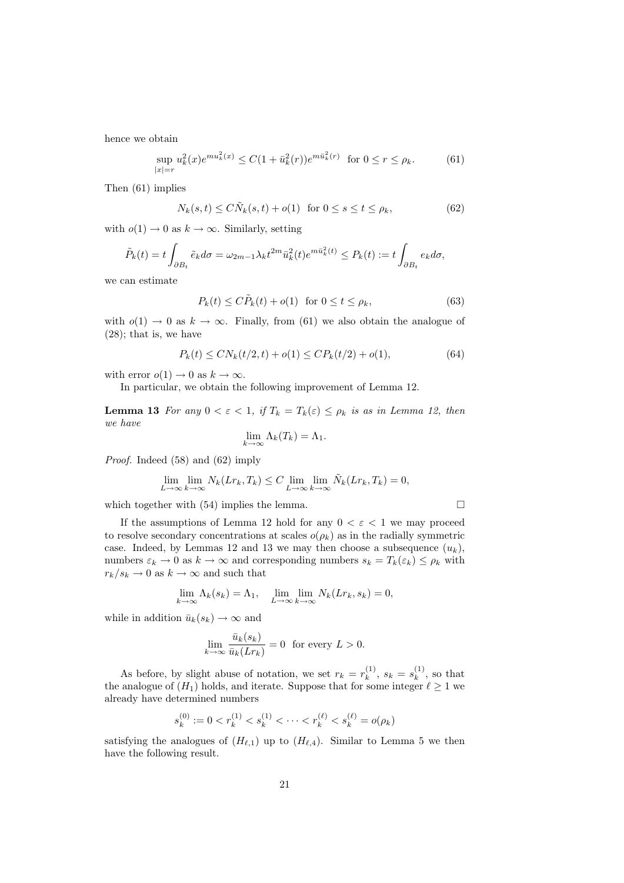hence we obtain

$$\sup_{|x|=r} u_k^2(x) e^{m u_k^2(x)} \le C(1 + \bar{u}_k^2(r)) e^{m \bar{u}_k^2(r)} \quad \text{for } 0 \le r \le \rho_k. \tag{61}$$

Then (61) implies

$$N_k(s,t) \le C \tilde{N}_k(s,t) + o(1) \quad \text{for } 0 \le s \le t \le \rho_k, \tag{62}$$

with $o(1) \to 0$ as $k \to \infty$. Similarly, setting

$$\tilde{P}_k(t) = t \int_{\partial B_t} \tilde{e}_k d\sigma = \omega_{2m-1} \lambda_k t^{2m} \bar{u}_k^2(t) e^{m \bar{u}_k^2(t)} \le P_k(t) := t \int_{\partial B_t} e_k d\sigma,$$

we can estimate

$$P_k(t) \le C \tilde{P}_k(t) + o(1) \quad \text{for } 0 \le t \le \rho_k, \tag{63}$$

with $o(1) \to 0$ as $k \to \infty$. Finally, from (61) we also obtain the analogue of (28); that is, we have

$$P_k(t) \le C N_k(t/2, t) + o(1) \le C P_k(t/2) + o(1), \tag{64}$$

with error $o(1) \to 0$ as $k \to \infty$.

In particular, we obtain the following improvement of Lemma 12.

**Lemma 13** *For any $0 < \varepsilon < 1$, if $T_k = T_k(\varepsilon) \le \rho_k$ is as in Lemma 12, then we have*

$$\lim_{k \to \infty} \Lambda_k(T_k) = \Lambda_1.$$

*Proof.* Indeed (58) and (62) imply

$$\lim_{L \to \infty} \lim_{k \to \infty} N_k(L r_k, T_k) \le C \lim_{L \to \infty} \lim_{k \to \infty} \tilde{N}_k(L r_k, T_k) = 0,$$

which together with (54) implies the lemma. $\square$

If the assumptions of Lemma 12 hold for any $0 < \varepsilon < 1$ we may proceed to resolve secondary concentrations at scales $o(\rho_k)$ as in the radially symmetric case. Indeed, by Lemmas 12 and 13 we may then choose a subsequence $(u_k)$, numbers $\varepsilon_k \to 0$ as $k \to \infty$ and corresponding numbers $s_k = T_k(\varepsilon_k) \le \rho_k$ with $r_k/s_k \to 0$ as $k \to \infty$ and such that

$$\lim_{k \to \infty} \Lambda_k(s_k) = \Lambda_1, \quad \lim_{L \to \infty} \lim_{k \to \infty} N_k(L r_k, s_k) = 0,$$

while in addition $\bar{u}_k(s_k) \to \infty$ and

$$\lim_{k \to \infty} \frac{\bar{u}_k(s_k)}{\bar{u}_k(L r_k)} = 0 \quad \text{for every } L > 0.$$

As before, by slight abuse of notation, we set $r_k = r_k^{(1)}$, $s_k = s_k^{(1)}$, so that the analogue of $(H_1)$ holds, and iterate. Suppose that for some integer $\ell \ge 1$ we already have determined numbers

$$s_k^{(0)} := 0 < r_k^{(1)} < s_k^{(1)} < \cdots < r_k^{(\ell)} < s_k^{(\ell)} = o(\rho_k)$$

satisfying the analogues of $(H_{\ell,1})$ up to $(H_{\ell,4})$. Similar to Lemma 5 we then have the following result.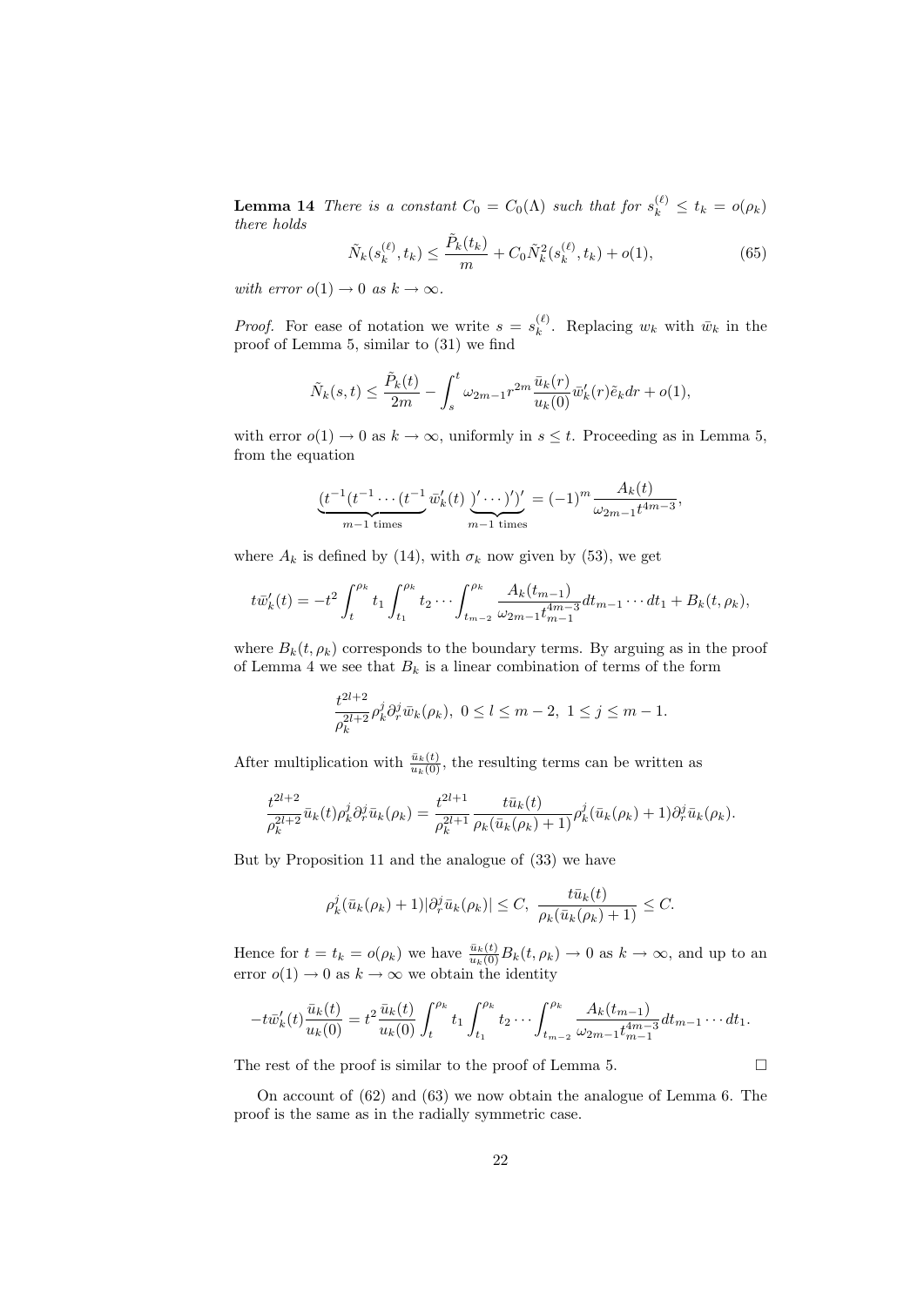**Lemma 14** *There is a constant $C_0 = C_0(\Lambda)$ such that for $s_k^{(\ell)} \leq t_k = o(\rho_k)$ there holds*

$$
\tilde{N}_k(s_k^{(\ell)}, t_k) \leq \frac{\tilde{P}_k(t_k)}{m} + C_0 \tilde{N}_k^2(s_k^{(\ell)}, t_k) + o(1), \tag{65}
$$

*with error $o(1) \to 0$ as $k \to \infty$.*

*Proof.* For ease of notation we write $s = s_k^{(\ell)}$. Replacing $w_k$ with $\bar{w}_k$ in the proof of Lemma 5, similar to (31) we find

$$
\tilde{N}_k(s,t) \leq \frac{\tilde{P}_k(t)}{2m} - \int_s^t \omega_{2m-1} r^{2m} \frac{\bar{u}_k(r)}{u_k(0)} \bar{w}_k'(r) \tilde{e}_k dr + o(1),
$$

with error $o(1) \to 0$ as $k \to \infty$, uniformly in $s \leq t$. Proceeding as in Lemma 5, from the equation

$$
\underbrace{(t^{-1}(t^{-1} \cdots (t^{-1}}_{m-1 \text{ times}} \bar{w}_k'(t) \underbrace{)' \cdots)')'}_{m-1 \text{ times}} = (-1)^m \frac{A_k(t)}{\omega_{2m-1} t^{4m-3}},
$$

where $A_k$ is defined by (14), with $\sigma_k$ now given by (53), we get

$$
t\bar{w}_k'(t) = -t^2 \int_t^{\rho_k} t_1 \int_{t_1}^{\rho_k} t_2 \cdots \int_{t_{m-2}}^{\rho_k} \frac{A_k(t_{m-1})}{\omega_{2m-1} t_{m-1}^{4m-3}} dt_{m-1} \cdots dt_1 + B_k(t, \rho_k),
$$

where $B_k(t, \rho_k)$ corresponds to the boundary terms. By arguing as in the proof of Lemma 4 we see that $B_k$ is a linear combination of terms of the form

$$
\frac{t^{2l+2}}{\rho_k^{2l+2}} \rho_k^j \partial_r^j \bar{w}_k(\rho_k), \; 0 \leq l \leq m-2, \; 1 \leq j \leq m-1.
$$

After multiplication with $\frac{\bar{u}_k(t)}{u_k(0)}$, the resulting terms can be written as

$$
\frac{t^{2l+2}}{\rho_k^{2l+2}} \bar{u}_k(t) \rho_k^j \partial_r^j \bar{u}_k(\rho_k) = \frac{t^{2l+1}}{\rho_k^{2l+1}} \frac{t\bar{u}_k(t)}{\rho_k(\bar{u}_k(\rho_k)+1)} \rho_k^j (\bar{u}_k(\rho_k)+1) \partial_r^j \bar{u}_k(\rho_k).
$$

But by Proposition 11 and the analogue of (33) we have

$$
\rho_k^j (\bar{u}_k(\rho_k)+1) |\partial_r^j \bar{u}_k(\rho_k)| \leq C, \; \frac{t\bar{u}_k(t)}{\rho_k(\bar{u}_k(\rho_k)+1)} \leq C.
$$

Hence for $t = t_k = o(\rho_k)$ we have $\frac{\bar{u}_k(t)}{u_k(0)} B_k(t, \rho_k) \to 0$ as $k \to \infty$, and up to an error $o(1) \to 0$ as $k \to \infty$ we obtain the identity

$$
-t\bar{w}_k'(t) \frac{\bar{u}_k(t)}{u_k(0)} = t^2 \frac{\bar{u}_k(t)}{u_k(0)} \int_t^{\rho_k} t_1 \int_{t_1}^{\rho_k} t_2 \cdots \int_{t_{m-2}}^{\rho_k} \frac{A_k(t_{m-1})}{\omega_{2m-1} t_{m-1}^{4m-3}} dt_{m-1} \cdots dt_1.
$$

The rest of the proof is similar to the proof of Lemma 5. $\square$

On account of (62) and (63) we now obtain the analogue of Lemma 6. The proof is the same as in the radially symmetric case.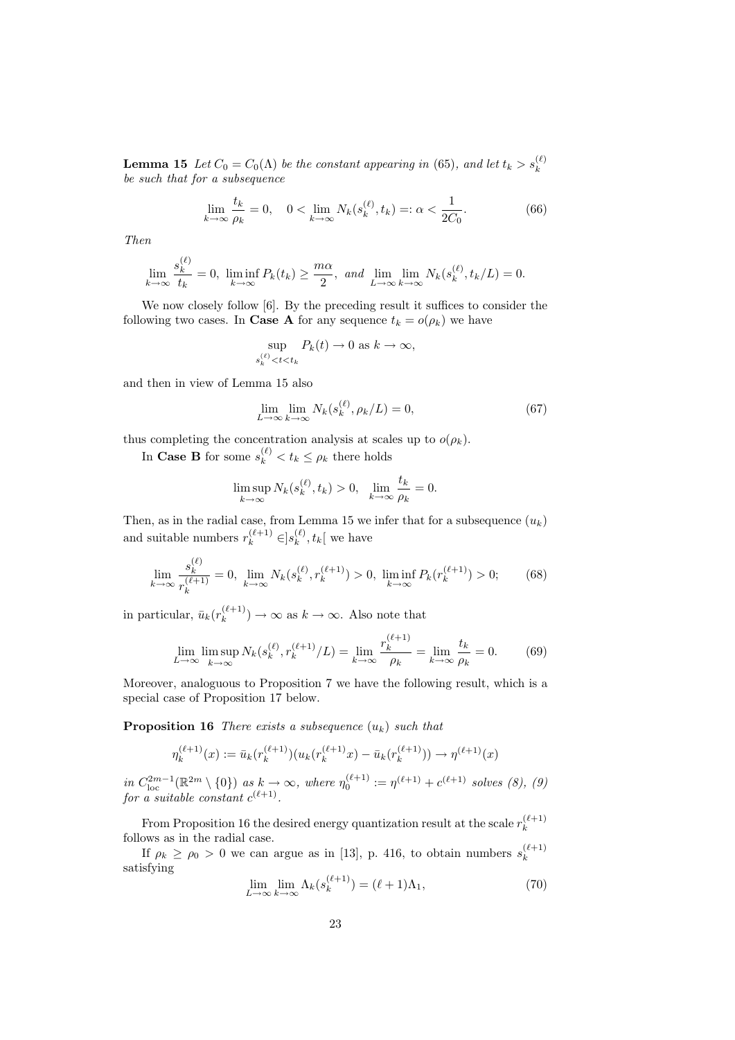**Lemma 15** *Let $C_0 = C_0(\Lambda)$ be the constant appearing in* (65)*, and let $t_k > s_k^{(\ell)}$ be such that for a subsequence*

$$\lim_{k\to\infty} \frac{t_k}{\rho_k} = 0, \quad 0 < \lim_{k\to\infty} N_k(s_k^{(\ell)}, t_k) =: \alpha < \frac{1}{2C_0}. \tag{66}$$

*Then*

$$\lim_{k\to\infty} \frac{s_k^{(\ell)}}{t_k} = 0, \ \liminf_{k\to\infty} P_k(t_k) \geq \frac{m\alpha}{2}, \ \text{and} \ \lim_{L\to\infty}\lim_{k\to\infty} N_k(s_k^{(\ell)}, t_k/L) = 0.$$

We now closely follow [6]. By the preceding result it suffices to consider the following two cases. In **Case A** for any sequence $t_k = o(\rho_k)$ we have

$$\sup_{s_k^{(\ell)} < t < t_k} P_k(t) \to 0 \text{ as } k \to \infty,$$

and then in view of Lemma 15 also

$$\lim_{L\to\infty}\lim_{k\to\infty} N_k(s_k^{(\ell)}, \rho_k/L) = 0, \tag{67}$$

thus completing the concentration analysis at scales up to $o(\rho_k)$.

In **Case B** for some $s_k^{(\ell)} < t_k \leq \rho_k$ there holds

$$\limsup_{k\to\infty} N_k(s_k^{(\ell)}, t_k) > 0, \quad \lim_{k\to\infty} \frac{t_k}{\rho_k} = 0.$$

Then, as in the radial case, from Lemma 15 we infer that for a subsequence $(u_k)$ and suitable numbers $r_k^{(\ell+1)} \in ]s_k^{(\ell)}, t_k[$ we have

$$\lim_{k\to\infty} \frac{s_k^{(\ell)}}{r_k^{(\ell+1)}} = 0, \ \lim_{k\to\infty} N_k(s_k^{(\ell)}, r_k^{(\ell+1)}) > 0, \ \liminf_{k\to\infty} P_k(r_k^{(\ell+1)}) > 0; \tag{68}$$

in particular, $\bar{u}_k(r_k^{(\ell+1)}) \to \infty$ as $k \to \infty$. Also note that

$$\lim_{L\to\infty}\limsup_{k\to\infty} N_k(s_k^{(\ell)}, r_k^{(\ell+1)}/L) = \lim_{k\to\infty} \frac{r_k^{(\ell+1)}}{\rho_k} = \lim_{k\to\infty} \frac{t_k}{\rho_k} = 0. \tag{69}$$

Moreover, analoguous to Proposition 7 we have the following result, which is a special case of Proposition 17 below.

**Proposition 16** *There exists a subsequence $(u_k)$ such that*

$$\eta_k^{(\ell+1)}(x) := \bar{u}_k(r_k^{(\ell+1)})(u_k(r_k^{(\ell+1)}x) - \bar{u}_k(r_k^{(\ell+1)})) \to \eta^{(\ell+1)}(x)$$

*in $C^{2m-1}_{\text{loc}}(\mathbb{R}^{2m} \setminus \{0\})$ as $k \to \infty$, where $\eta_0^{(\ell+1)} := \eta^{(\ell+1)} + c^{(\ell+1)}$ solves* (8)*,* (9) *for a suitable constant $c^{(\ell+1)}$.*

From Proposition 16 the desired energy quantization result at the scale $r_k^{(\ell+1)}$ follows as in the radial case.

If $\rho_k \geq \rho_0 > 0$ we can argue as in [13], p. 416, to obtain numbers $s_k^{(\ell+1)}$ satisfying

$$\lim_{L\to\infty}\lim_{k\to\infty} \Lambda_k(s_k^{(\ell+1)}) = (\ell+1)\Lambda_1, \tag{70}$$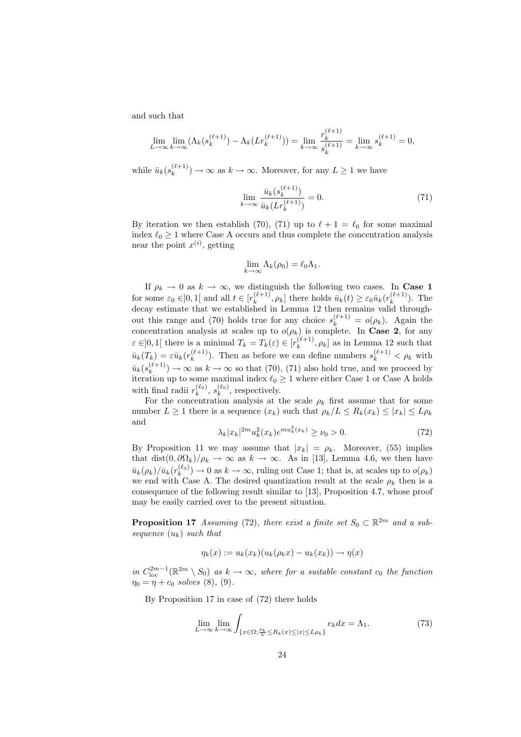and such that

$$\lim_{L\to\infty}\lim_{k\to\infty}(\Lambda_k(s_k^{(\ell+1)}) - \Lambda_k(Lr_k^{(\ell+1)})) = \lim_{k\to\infty}\frac{r_k^{(\ell+1)}}{s_k^{(\ell+1)}} = \lim_{k\to\infty} s_k^{(\ell+1)} = 0,$$

while $\bar{u}_k(s_k^{(\ell+1)}) \to \infty$ as $k \to \infty$. Moreover, for any $L \geq 1$ we have

$$\lim_{k\to\infty}\frac{\bar{u}_k(s_k^{(\ell+1)})}{\bar{u}_k(Lr_k^{(\ell+1)})} = 0. \tag{71}$$

By iteration we then establish (70), (71) up to $\ell + 1 = \ell_0$ for some maximal index $\ell_0 \geq 1$ where Case A occurs and thus complete the concentration analysis near the point $x^{(i)}$, getting

$$\lim_{k\to\infty}\Lambda_k(\rho_0) = \ell_0\Lambda_1.$$

If $\rho_k \to 0$ as $k \to \infty$, we distinguish the following two cases. In **Case 1** for some $\varepsilon_0 \in ]0,1[$ and all $t \in [r_k^{(\ell+1)}, \rho_k]$ there holds $\bar{u}_k(t) \geq \varepsilon_0 \bar{u}_k(r_k^{(\ell+1)})$. The decay estimate that we established in Lemma 12 then remains valid throughout this range and (70) holds true for any choice $s_k^{(\ell+1)} = o(\rho_k)$. Again the concentration analysis at scales up to $o(\rho_k)$ is complete. In **Case 2**, for any $\varepsilon \in ]0,1[$ there is a minimal $T_k = T_k(\varepsilon) \in [r_k^{(\ell+1)}, \rho_k]$ as in Lemma 12 such that $\bar{u}_k(T_k) = \varepsilon \bar{u}_k(r_k^{(\ell+1)})$. Then as before we can define numbers $s_k^{(\ell+1)} < \rho_k$ with $\bar{u}_k(s_k^{(\ell+1)}) \to \infty$ as $k \to \infty$ so that (70), (71) also hold true, and we proceed by iteration up to some maximal index $\ell_0 \geq 1$ where either Case 1 or Case A holds with final radii $r_k^{(\ell_0)}$, $s_k^{(\ell_0)}$, respectively.

For the concentration analysis at the scale $\rho_k$ first assume that for some number $L \geq 1$ there is a sequence $(x_k)$ such that $\rho_k/L \leq R_k(x_k) \leq |x_k| \leq L\rho_k$ and

$$\lambda_k |x_k|^{2m} u_k^2(x_k) e^{m u_k^2(x_k)} \geq \nu_0 > 0. \tag{72}$$

By Proposition 11 we may assume that $|x_k| = \rho_k$. Moreover, (55) implies that $\operatorname{dist}(0, \partial\Omega_k)/\rho_k \to \infty$ as $k \to \infty$. As in [13], Lemma 4.6, we then have $\bar{u}_k(\rho_k)/\bar{u}_k(r_k^{(\ell_0)}) \to 0$ as $k \to \infty$, ruling out Case 1; that is, at scales up to $o(\rho_k)$ we end with Case A. The desired quantization result at the scale $\rho_k$ then is a consequence of the following result similar to [13], Proposition 4.7, whose proof may be easily carried over to the present situation.

**Proposition 17** *Assuming (72), there exist a finite set $S_0 \subset \mathbb{R}^{2m}$ and a subsequence $(u_k)$ such that*

$$\eta_k(x) := u_k(x_k)(u_k(\rho_k x) - u_k(x_k)) \to \eta(x)$$

*in $C^{2m-1}_{\mathrm{loc}}(\mathbb{R}^{2m} \setminus S_0)$ as $k \to \infty$, where for a suitable constant $c_0$ the function $\eta_0 = \eta + c_0$ solves (8), (9).*

By Proposition 17 in case of (72) there holds

$$\lim_{L\to\infty}\lim_{k\to\infty}\int_{\{x\in\Omega;\, \frac{\rho_k}{L} \leq R_k(x) \leq |x| \leq L\rho_k\}} e_k dx = \Lambda_1. \tag{73}$$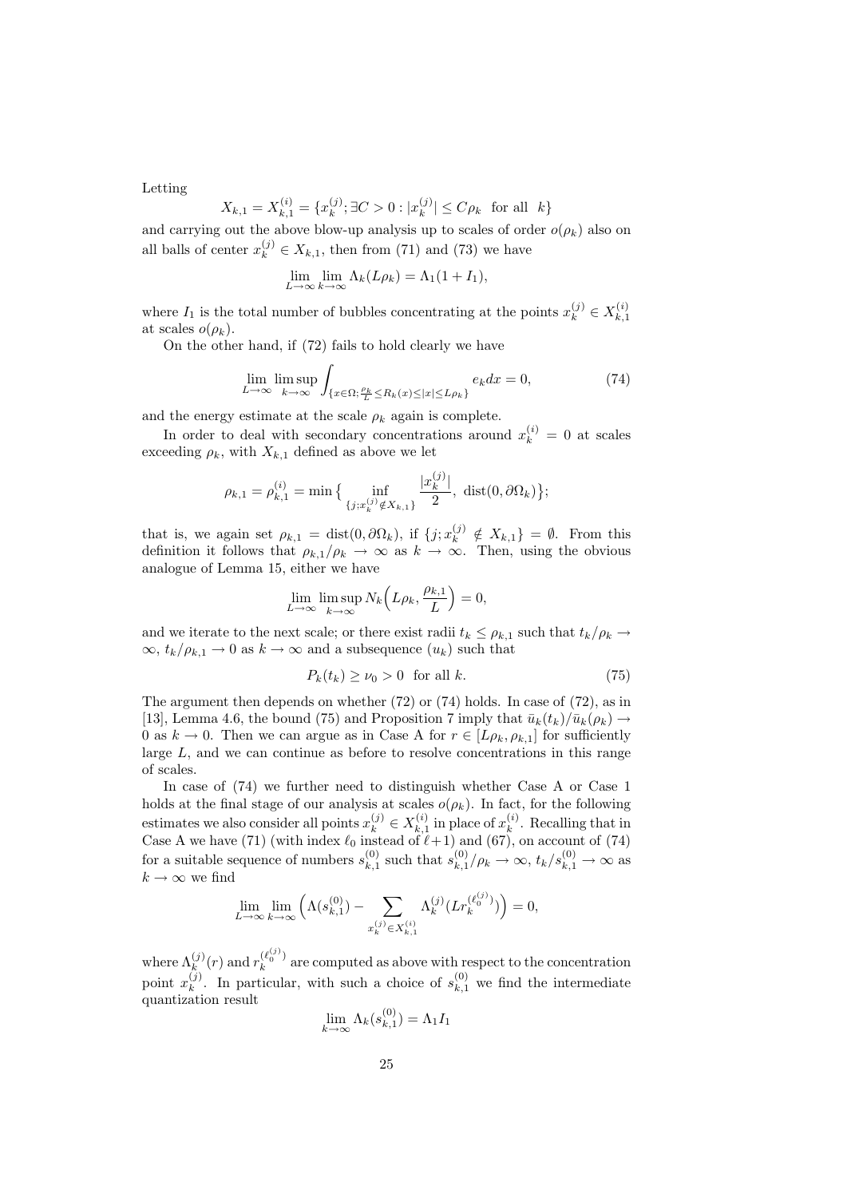Letting

$$X_{k,1} = X_{k,1}^{(i)} = \{x_k^{(j)}; \exists C > 0 : |x_k^{(j)}| \le C\rho_k \ \text{ for all } \ k\}$$

and carrying out the above blow-up analysis up to scales of order $o(\rho_k)$ also on all balls of center $x_k^{(j)} \in X_{k,1}$, then from (71) and (73) we have

$$\lim_{L\to\infty}\lim_{k\to\infty} \Lambda_k(L\rho_k) = \Lambda_1(1 + I_1),$$

where $I_1$ is the total number of bubbles concentrating at the points $x_k^{(j)} \in X_{k,1}^{(i)}$ at scales $o(\rho_k)$.

On the other hand, if (72) fails to hold clearly we have

$$\lim_{L\to\infty}\limsup_{k\to\infty}\int_{\{x\in\Omega;\frac{\rho_k}{L}\le R_k(x)\le|x|\le L\rho_k\}} e_k dx = 0, \tag{74}$$

and the energy estimate at the scale $\rho_k$ again is complete.

In order to deal with secondary concentrations around $x_k^{(i)} = 0$ at scales exceeding $\rho_k$, with $X_{k,1}$ defined as above we let

$$\rho_{k,1} = \rho_{k,1}^{(i)} = \min\big\{\inf_{\{j; x_k^{(j)}\notin X_{k,1}\}}\frac{|x_k^{(j)}|}{2},\ \mathrm{dist}(0,\partial\Omega_k)\big\};$$

that is, we again set $\rho_{k,1} = \mathrm{dist}(0,\partial\Omega_k)$, if $\{j; x_k^{(j)} \notin X_{k,1}\} = \emptyset$. From this definition it follows that $\rho_{k,1}/\rho_k \to \infty$ as $k \to \infty$. Then, using the obvious analogue of Lemma 15, either we have

$$\lim_{L\to\infty}\limsup_{k\to\infty} N_k\Big(L\rho_k, \frac{\rho_{k,1}}{L}\Big) = 0,$$

and we iterate to the next scale; or there exist radii $t_k \le \rho_{k,1}$ such that $t_k/\rho_k \to \infty$, $t_k/\rho_{k,1} \to 0$ as $k \to \infty$ and a subsequence $(u_k)$ such that

$$P_k(t_k) \ge \nu_0 > 0 \ \text{ for all } k. \tag{75}$$

The argument then depends on whether (72) or (74) holds. In case of (72), as in [13], Lemma 4.6, the bound (75) and Proposition 7 imply that $\bar u_k(t_k)/\bar u_k(\rho_k) \to 0$ as $k \to 0$. Then we can argue as in Case A for $r \in [L\rho_k, \rho_{k,1}]$ for sufficiently large $L$, and we can continue as before to resolve concentrations in this range of scales.

In case of (74) we further need to distinguish whether Case A or Case 1 holds at the final stage of our analysis at scales $o(\rho_k)$. In fact, for the following estimates we also consider all points $x_k^{(j)} \in X_{k,1}^{(i)}$ in place of $x_k^{(i)}$. Recalling that in Case A we have (71) (with index $\ell_0$ instead of $\ell+1$) and (67), on account of (74) for a suitable sequence of numbers $s_{k,1}^{(0)}$ such that $s_{k,1}^{(0)}/\rho_k \to \infty$, $t_k/s_{k,1}^{(0)} \to \infty$ as $k \to \infty$ we find

$$\lim_{L\to\infty}\lim_{k\to\infty}\Big(\Lambda(s_{k,1}^{(0)}) - \sum_{x_k^{(j)}\in X_{k,1}^{(i)}}\Lambda_k^{(j)}(Lr_k^{(\ell_0^{(j)})})\Big) = 0,$$

where $\Lambda_k^{(j)}(r)$ and $r_k^{(\ell_0^{(j)})}$ are computed as above with respect to the concentration point $x_k^{(j)}$. In particular, with such a choice of $s_{k,1}^{(0)}$ we find the intermediate quantization result

$$\lim_{k\to\infty}\Lambda_k(s_{k,1}^{(0)}) = \Lambda_1 I_1$$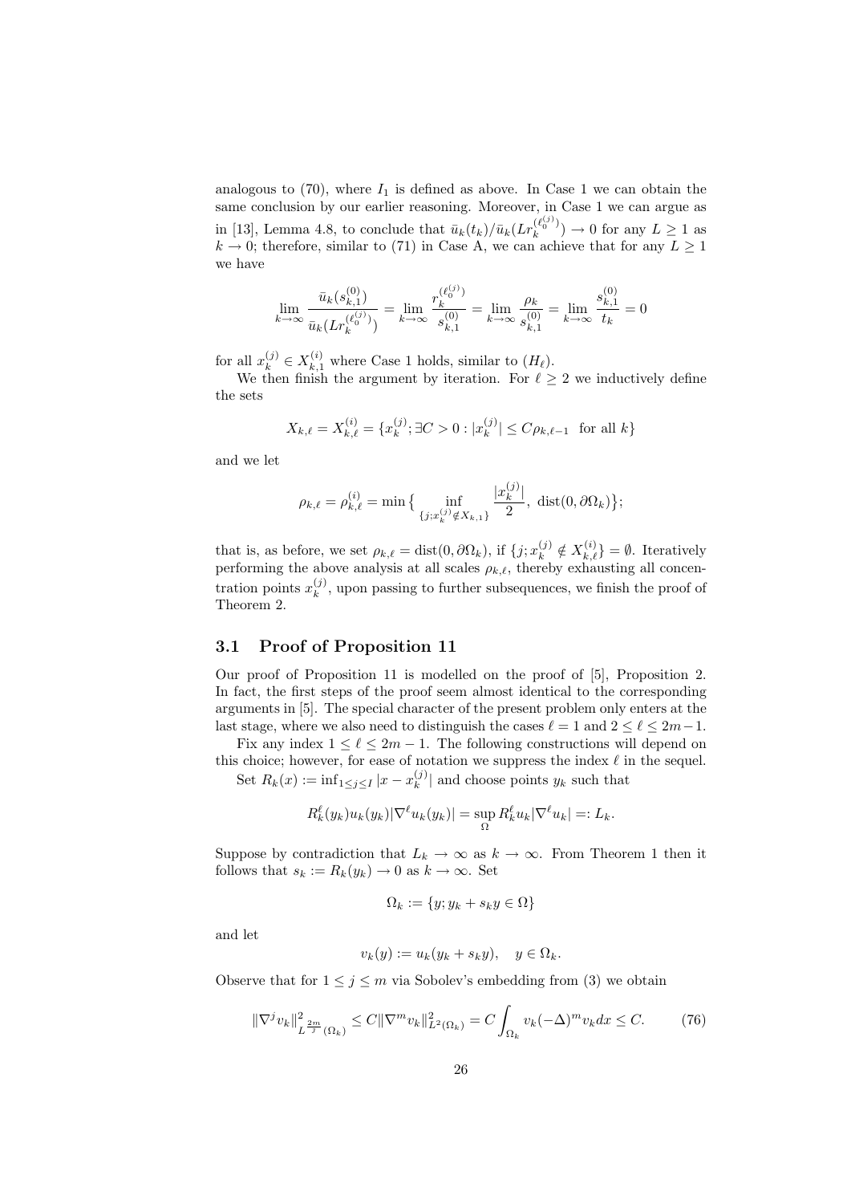analogous to (70), where $I_1$ is defined as above. In Case 1 we can obtain the same conclusion by our earlier reasoning. Moreover, in Case 1 we can argue as in [13], Lemma 4.8, to conclude that $\bar{u}_k(t_k)/\bar{u}_k(Lr_k^{(\ell_0^{(j)})}) \to 0$ for any $L \geq 1$ as $k \to 0$; therefore, similar to (71) in Case A, we can achieve that for any $L \geq 1$ we have

$$\lim_{k\to\infty} \frac{\bar{u}_k(s_{k,1}^{(0)})}{\bar{u}_k(Lr_k^{(\ell_0^{(j)})})} = \lim_{k\to\infty} \frac{r_k^{(\ell_0^{(j)})}}{s_{k,1}^{(0)}} = \lim_{k\to\infty} \frac{\rho_k}{s_{k,1}^{(0)}} = \lim_{k\to\infty} \frac{s_{k,1}^{(0)}}{t_k} = 0$$

for all $x_k^{(j)} \in X_{k,1}^{(i)}$ where Case 1 holds, similar to $(H_\ell)$.

We then finish the argument by iteration. For $\ell \geq 2$ we inductively define the sets

$$X_{k,\ell} = X_{k,\ell}^{(i)} = \{x_k^{(j)}; \exists C > 0 : |x_k^{(j)}| \leq C\rho_{k,\ell-1} \text{ for all } k\}$$

and we let

$$\rho_{k,\ell} = \rho_{k,\ell}^{(i)} = \min\big\{ \inf_{\{j; x_k^{(j)} \notin X_{k,1}\}} \frac{|x_k^{(j)}|}{2},\ \operatorname{dist}(0, \partial\Omega_k)\big\};$$

that is, as before, we set $\rho_{k,\ell} = \operatorname{dist}(0, \partial\Omega_k)$, if $\{j; x_k^{(j)} \notin X_{k,\ell}^{(i)}\} = \emptyset$. Iteratively performing the above analysis at all scales $\rho_{k,\ell}$, thereby exhausting all concentration points $x_k^{(j)}$, upon passing to further subsequences, we finish the proof of Theorem 2.

## 3.1 Proof of Proposition 11

Our proof of Proposition 11 is modelled on the proof of [5], Proposition 2. In fact, the first steps of the proof seem almost identical to the corresponding arguments in [5]. The special character of the present problem only enters at the last stage, where we also need to distinguish the cases $\ell = 1$ and $2 \leq \ell \leq 2m-1$.

Fix any index $1 \leq \ell \leq 2m-1$. The following constructions will depend on this choice; however, for ease of notation we suppress the index $\ell$ in the sequel.

Set $R_k(x) := \inf_{1\leq j\leq I} |x - x_k^{(j)}|$ and choose points $y_k$ such that

$$R_k^\ell(y_k)u_k(y_k)|\nabla^\ell u_k(y_k)| = \sup_\Omega R_k^\ell u_k |\nabla^\ell u_k| =: L_k.$$

Suppose by contradiction that $L_k \to \infty$ as $k \to \infty$. From Theorem 1 then it follows that $s_k := R_k(y_k) \to 0$ as $k \to \infty$. Set

$$\Omega_k := \{y; y_k + s_k y \in \Omega\}$$

and let

$$v_k(y) := u_k(y_k + s_k y), \quad y \in \Omega_k.$$

Observe that for $1 \leq j \leq m$ via Sobolev's embedding from (3) we obtain

$$\|\nabla^j v_k\|^2_{L^{\frac{2m}{j}}(\Omega_k)} \leq C\|\nabla^m v_k\|^2_{L^2(\Omega_k)} = C\int_{\Omega_k} v_k(-\Delta)^m v_k dx \leq C. \tag{76}$$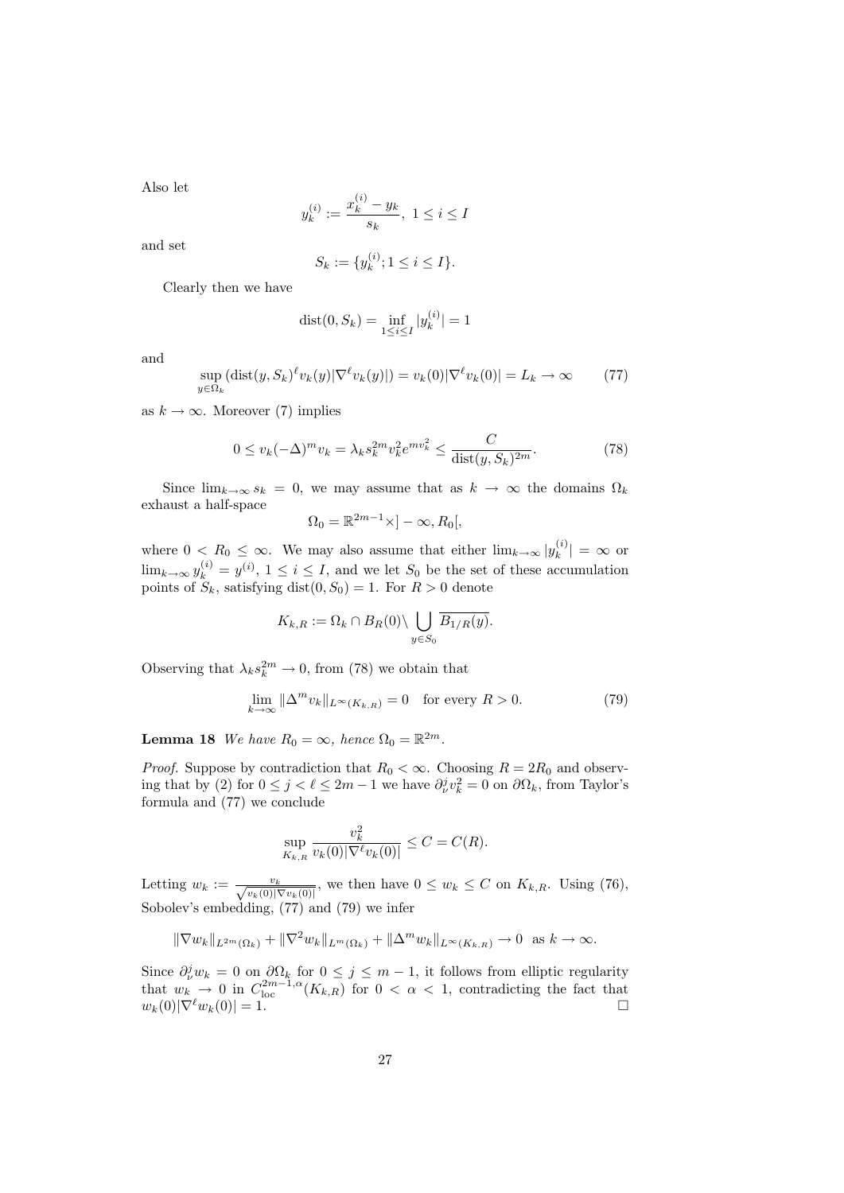Also let

$$y_k^{(i)} := \frac{x_k^{(i)} - y_k}{s_k},\ 1 \le i \le I$$

and set

$$S_k := \{y_k^{(i)}; 1 \le i \le I\}.$$

Clearly then we have

$$\mathrm{dist}(0, S_k) = \inf_{1 \le i \le I} |y_k^{(i)}| = 1$$

and

$$\sup_{y \in \Omega_k} (\mathrm{dist}(y, S_k)^\ell v_k(y) |\nabla^\ell v_k(y)|) = v_k(0)|\nabla^\ell v_k(0)| = L_k \to \infty \tag{77}$$

as $k \to \infty$. Moreover (7) implies

$$0 \le v_k(-\Delta)^m v_k = \lambda_k s_k^{2m} v_k^2 e^{m v_k^2} \le \frac{C}{\mathrm{dist}(y, S_k)^{2m}}. \tag{78}$$

Since $\lim_{k\to\infty} s_k = 0$, we may assume that as $k \to \infty$ the domains $\Omega_k$ exhaust a half-space

$$\Omega_0 = \mathbb{R}^{2m-1} \times ]-\infty, R_0[,$$

where $0 < R_0 \le \infty$. We may also assume that either $\lim_{k\to\infty} |y_k^{(i)}| = \infty$ or $\lim_{k\to\infty} y_k^{(i)} = y^{(i)}$, $1 \le i \le I$, and we let $S_0$ be the set of these accumulation points of $S_k$, satisfying $\mathrm{dist}(0, S_0) = 1$. For $R > 0$ denote

$$K_{k,R} := \Omega_k \cap B_R(0) \backslash \bigcup_{y \in S_0} \overline{B_{1/R}(y)}.$$

Observing that $\lambda_k s_k^{2m} \to 0$, from (78) we obtain that

$$\lim_{k\to\infty} \|\Delta^m v_k\|_{L^\infty(K_{k,R})} = 0 \quad \text{for every } R > 0. \tag{79}$$

**Lemma 18** *We have $R_0 = \infty$, hence $\Omega_0 = \mathbb{R}^{2m}$.*

*Proof.* Suppose by contradiction that $R_0 < \infty$. Choosing $R = 2R_0$ and observing that by (2) for $0 \le j < \ell \le 2m-1$ we have $\partial_\nu^j v_k^2 = 0$ on $\partial\Omega_k$, from Taylor's formula and (77) we conclude

$$\sup_{K_{k,R}} \frac{v_k^2}{v_k(0)|\nabla^\ell v_k(0)|} \le C = C(R).$$

Letting $w_k := \frac{v_k}{\sqrt{v_k(0)|\nabla v_k(0)|}}$, we then have $0 \le w_k \le C$ on $K_{k,R}$. Using (76), Sobolev's embedding, (77) and (79) we infer

$$\|\nabla w_k\|_{L^{2m}(\Omega_k)} + \|\nabla^2 w_k\|_{L^m(\Omega_k)} + \|\Delta^m w_k\|_{L^\infty(K_{k,R})} \to 0 \ \text{ as } k \to \infty.$$

Since $\partial_\nu^j w_k = 0$ on $\partial\Omega_k$ for $0 \le j \le m-1$, it follows from elliptic regularity that $w_k \to 0$ in $C^{2m-1,\alpha}_{\mathrm{loc}}(K_{k,R})$ for $0 < \alpha < 1$, contradicting the fact that $w_k(0)|\nabla^\ell w_k(0)| = 1$. $\square$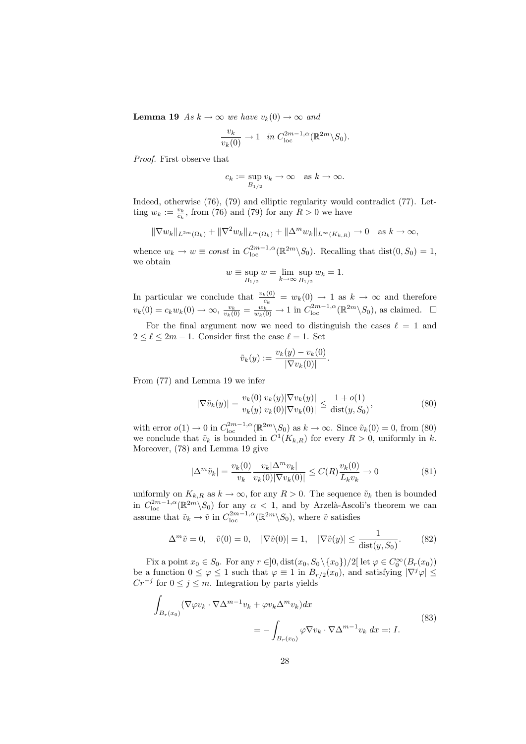**Lemma 19** *As $k \to \infty$ we have $v_k(0) \to \infty$ and*

$$\frac{v_k}{v_k(0)} \to 1 \quad \textit{in } C^{2m-1,\alpha}_{\mathrm{loc}}(\mathbb{R}^{2m}\backslash S_0).$$

*Proof.* First observe that

$$c_k := \sup_{B_{1/2}} v_k \to \infty \quad \text{as } k \to \infty.$$

Indeed, otherwise (76), (79) and elliptic regularity would contradict (77). Letting $w_k := \frac{v_k}{c_k}$, from (76) and (79) for any $R > 0$ we have

$$\|\nabla w_k\|_{L^{2m}(\Omega_k)} + \|\nabla^2 w_k\|_{L^m(\Omega_k)} + \|\Delta^m w_k\|_{L^\infty(K_{k,R})} \to 0 \quad \text{as } k \to \infty,$$

whence $w_k \to w \equiv const$ in $C^{2m-1,\alpha}_{\mathrm{loc}}(\mathbb{R}^{2m}\backslash S_0)$. Recalling that $\mathrm{dist}(0, S_0) = 1$, we obtain

$$w \equiv \sup_{B_{1/2}} w = \lim_{k\to\infty} \sup_{B_{1/2}} w_k = 1.$$

In particular we conclude that $\frac{v_k(0)}{c_k} = w_k(0) \to 1$ as $k \to \infty$ and therefore $v_k(0) = c_k w_k(0) \to \infty$, $\frac{v_k}{v_k(0)} = \frac{w_k}{w_k(0)} \to 1$ in $C^{2m-1,\alpha}_{\mathrm{loc}}(\mathbb{R}^{2m}\backslash S_0)$, as claimed. $\square$

For the final argument now we need to distinguish the cases $\ell = 1$ and $2 \le \ell \le 2m-1$. Consider first the case $\ell = 1$. Set

$$\tilde{v}_k(y) := \frac{v_k(y) - v_k(0)}{|\nabla v_k(0)|}.$$

From (77) and Lemma 19 we infer

$$|\nabla \tilde{v}_k(y)| = \frac{v_k(0)}{v_k(y)} \frac{v_k(y)|\nabla v_k(y)|}{v_k(0)|\nabla v_k(0)|} \le \frac{1 + o(1)}{\mathrm{dist}(y, S_0)}, \tag{80}$$

with error $o(1) \to 0$ in $C^{2m-1,\alpha}_{\mathrm{loc}}(\mathbb{R}^{2m}\backslash S_0)$ as $k \to \infty$. Since $\tilde{v}_k(0) = 0$, from (80) we conclude that $\tilde{v}_k$ is bounded in $C^1(K_{k,R})$ for every $R > 0$, uniformly in $k$. Moreover, (78) and Lemma 19 give

$$|\Delta^m \tilde{v}_k| = \frac{v_k(0)}{v_k} \frac{v_k|\Delta^m v_k|}{v_k(0)|\nabla v_k(0)|} \le C(R)\frac{v_k(0)}{L_k v_k} \to 0 \tag{81}$$

uniformly on $K_{k,R}$ as $k \to \infty$, for any $R > 0$. The sequence $\tilde{v}_k$ then is bounded in $C^{2m-1,\alpha}_{\mathrm{loc}}(\mathbb{R}^{2m}\backslash S_0)$ for any $\alpha < 1$, and by Arzelà-Ascoli's theorem we can assume that $\tilde{v}_k \to \tilde{v}$ in $C^{2m-1,\alpha}_{\mathrm{loc}}(\mathbb{R}^{2m}\backslash S_0)$, where $\tilde{v}$ satisfies

$$\Delta^m \tilde{v} = 0, \quad \tilde{v}(0) = 0, \quad |\nabla \tilde{v}(0)| = 1, \quad |\nabla \tilde{v}(y)| \le \frac{1}{\mathrm{dist}(y, S_0)}. \tag{82}$$

Fix a point $x_0 \in S_0$. For any $r \in ]0, \mathrm{dist}(x_0, S_0\backslash\{x_0\})/2[$ let $\varphi \in C^\infty_0(B_r(x_0))$ be a function $0 \le \varphi \le 1$ such that $\varphi \equiv 1$ in $B_{r/2}(x_0)$, and satisfying $|\nabla^j \varphi| \le Cr^{-j}$ for $0 \le j \le m$. Integration by parts yields

$$\begin{aligned}\int_{B_r(x_0)} (\nabla\varphi v_k \cdot \nabla \Delta^{m-1} v_k + \varphi v_k \Delta^m v_k) dx \\ = -\int_{B_r(x_0)} \varphi \nabla v_k \cdot \nabla \Delta^{m-1} v_k \, dx =: I.\end{aligned} \tag{83}$$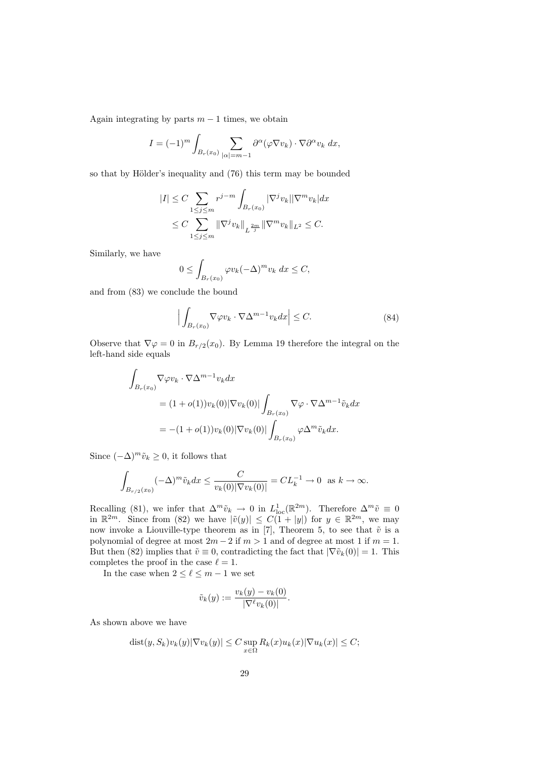Again integrating by parts $m-1$ times, we obtain

$$I = (-1)^m \int_{B_r(x_0)} \sum_{|\alpha|=m-1} \partial^\alpha(\varphi \nabla v_k) \cdot \nabla \partial^\alpha v_k \; dx,$$

so that by Hölder's inequality and (76) this term may be bounded

$$\begin{aligned}
|I| &\leq C \sum_{1 \leq j \leq m} r^{j-m} \int_{B_r(x_0)} |\nabla^j v_k| |\nabla^m v_k| dx \\
&\leq C \sum_{1 \leq j \leq m} \|\nabla^j v_k\|_{L^{\frac{2m}{j}}} \|\nabla^m v_k\|_{L^2} \leq C.
\end{aligned}$$

Similarly, we have

$$0 \leq \int_{B_r(x_0)} \varphi v_k (-\Delta)^m v_k \; dx \leq C,$$

and from (83) we conclude the bound

$$\Big| \int_{B_r(x_0)} \nabla \varphi v_k \cdot \nabla \Delta^{m-1} v_k dx \Big| \leq C. \tag{84}$$

Observe that $\nabla \varphi = 0$ in $B_{r/2}(x_0)$. By Lemma 19 therefore the integral on the left-hand side equals

$$\begin{aligned}
&\int_{B_r(x_0)} \nabla \varphi v_k \cdot \nabla \Delta^{m-1} v_k dx \\
&\qquad = (1 + o(1)) v_k(0) |\nabla v_k(0)| \int_{B_r(x_0)} \nabla \varphi \cdot \nabla \Delta^{m-1} \tilde{v}_k dx \\
&\qquad = -(1 + o(1)) v_k(0) |\nabla v_k(0)| \int_{B_r(x_0)} \varphi \Delta^m \tilde{v}_k dx.
\end{aligned}$$

Since $(-\Delta)^m \tilde{v}_k \geq 0$, it follows that

$$\int_{B_{r/2}(x_0)} (-\Delta)^m \tilde{v}_k dx \leq \frac{C}{v_k(0)|\nabla v_k(0)|} = C L_k^{-1} \to 0 \text{ as } k \to \infty.$$

Recalling (81), we infer that $\Delta^m \tilde{v}_k \to 0$ in $L^1_{\mathrm{loc}}(\mathbb{R}^{2m})$. Therefore $\Delta^m \tilde{v} \equiv 0$ in $\mathbb{R}^{2m}$. Since from (82) we have $|\tilde{v}(y)| \leq C(1 + |y|)$ for $y \in \mathbb{R}^{2m}$, we may now invoke a Liouville-type theorem as in [7], Theorem 5, to see that $\tilde{v}$ is a polynomial of degree at most $2m-2$ if $m > 1$ and of degree at most 1 if $m = 1$. But then (82) implies that $\tilde{v} \equiv 0$, contradicting the fact that $|\nabla \tilde{v}_k(0)| = 1$. This completes the proof in the case $\ell = 1$.

In the case when $2 \leq \ell \leq m-1$ we set

$$\tilde{v}_k(y) := \frac{v_k(y) - v_k(0)}{|\nabla^\ell v_k(0)|}.$$

As shown above we have

$$\mathrm{dist}(y, S_k) v_k(y) |\nabla v_k(y)| \leq C \sup_{x \in \Omega} R_k(x) u_k(x) |\nabla u_k(x)| \leq C;$$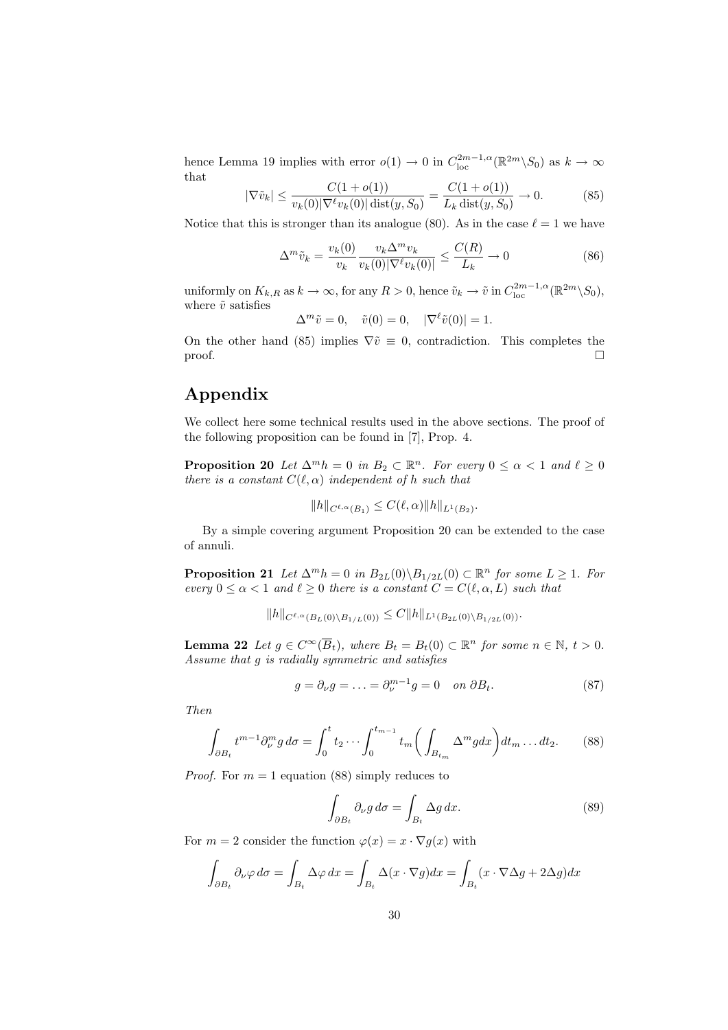hence Lemma 19 implies with error $o(1) \to 0$ in $C^{2m-1,\alpha}_{\mathrm{loc}}(\mathbb{R}^{2m}\backslash S_0)$ as $k \to \infty$ that

$$|\nabla \tilde{v}_k| \leq \frac{C(1+o(1))}{v_k(0)|\nabla^\ell v_k(0)|\,\mathrm{dist}(y,S_0)} = \frac{C(1+o(1))}{L_k\,\mathrm{dist}(y,S_0)} \to 0. \tag{85}$$

Notice that this is stronger than its analogue (80). As in the case $\ell = 1$ we have

$$\Delta^m \tilde{v}_k = \frac{v_k(0)}{v_k}\frac{v_k \Delta^m v_k}{v_k(0)|\nabla^\ell v_k(0)|} \leq \frac{C(R)}{L_k} \to 0 \tag{86}$$

uniformly on $K_{k,R}$ as $k \to \infty$, for any $R > 0$, hence $\tilde{v}_k \to \tilde{v}$ in $C^{2m-1,\alpha}_{\mathrm{loc}}(\mathbb{R}^{2m}\backslash S_0)$, where $\tilde{v}$ satisfies

$$\Delta^m \tilde{v} = 0, \quad \tilde{v}(0) = 0, \quad |\nabla^\ell \tilde{v}(0)| = 1.$$

On the other hand (85) implies $\nabla \tilde{v} \equiv 0$, contradiction. This completes the proof. $\square$

# Appendix

We collect here some technical results used in the above sections. The proof of the following proposition can be found in [7], Prop. 4.

**Proposition 20** *Let $\Delta^m h = 0$ in $B_2 \subset \mathbb{R}^n$. For every $0 \leq \alpha < 1$ and $\ell \geq 0$ there is a constant $C(\ell,\alpha)$ independent of $h$ such that*

$$\|h\|_{C^{\ell,\alpha}(B_1)} \leq C(\ell,\alpha)\|h\|_{L^1(B_2)}.$$

By a simple covering argument Proposition 20 can be extended to the case of annuli.

**Proposition 21** *Let $\Delta^m h = 0$ in $B_{2L}(0)\backslash B_{1/2L}(0) \subset \mathbb{R}^n$ for some $L \geq 1$. For every $0 \leq \alpha < 1$ and $\ell \geq 0$ there is a constant $C = C(\ell,\alpha,L)$ such that*

$$\|h\|_{C^{\ell,\alpha}(B_L(0)\backslash B_{1/L}(0))} \leq C\|h\|_{L^1(B_{2L}(0)\backslash B_{1/2L}(0))}.$$

**Lemma 22** *Let $g \in C^\infty(\overline{B}_t)$, where $B_t = B_t(0) \subset \mathbb{R}^n$ for some $n \in \mathbb{N}$, $t > 0$. Assume that $g$ is radially symmetric and satisfies*

$$g = \partial_\nu g = \ldots = \partial_\nu^{m-1} g = 0 \quad \text{on } \partial B_t. \tag{87}$$

*Then*

$$\int_{\partial B_t} t^{m-1}\partial_\nu^m g\, d\sigma = \int_0^t t_2 \cdots \int_0^{t_{m-1}} t_m \bigg( \int_{B_{t_m}} \Delta^m g dx\bigg) dt_m \ldots dt_2. \tag{88}$$

*Proof.* For $m = 1$ equation (88) simply reduces to

$$\int_{\partial B_t} \partial_\nu g\, d\sigma = \int_{B_t} \Delta g\, dx. \tag{89}$$

For $m = 2$ consider the function $\varphi(x) = x \cdot \nabla g(x)$ with

$$\int_{\partial B_t} \partial_\nu \varphi\, d\sigma = \int_{B_t} \Delta \varphi\, dx = \int_{B_t} \Delta(x \cdot \nabla g) dx = \int_{B_t} (x \cdot \nabla \Delta g + 2\Delta g) dx$$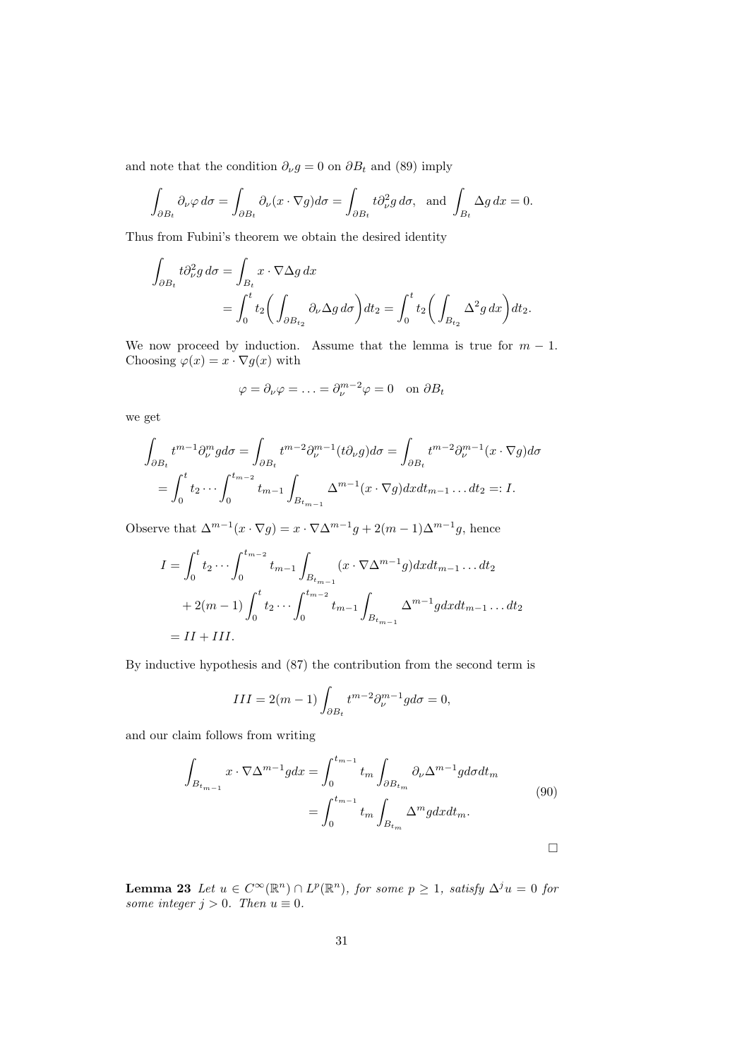and note that the condition $\partial_\nu g = 0$ on $\partial B_t$ and (89) imply

$$\int_{\partial B_t} \partial_\nu \varphi \, d\sigma = \int_{\partial B_t} \partial_\nu (x \cdot \nabla g) d\sigma = \int_{\partial B_t} t \partial_\nu^2 g \, d\sigma, \quad \text{and} \quad \int_{B_t} \Delta g \, dx = 0.$$

Thus from Fubini's theorem we obtain the desired identity

$$\begin{aligned}
\int_{\partial B_t} t \partial_\nu^2 g \, d\sigma &= \int_{B_t} x \cdot \nabla \Delta g \, dx \\
&= \int_0^t t_2 \Big( \int_{\partial B_{t_2}} \partial_\nu \Delta g \, d\sigma \Big) dt_2 = \int_0^t t_2 \Big( \int_{B_{t_2}} \Delta^2 g \, dx \Big) dt_2.
\end{aligned}$$

We now proceed by induction. Assume that the lemma is true for $m-1$. Choosing $\varphi(x) = x \cdot \nabla g(x)$ with

$$\varphi = \partial_\nu \varphi = \ldots = \partial_\nu^{m-2} \varphi = 0 \quad \text{on } \partial B_t$$

we get

$$\begin{aligned}
&\int_{\partial B_t} t^{m-1} \partial_\nu^m g d\sigma = \int_{\partial B_t} t^{m-2} \partial_\nu^{m-1} (t \partial_\nu g) d\sigma = \int_{\partial B_t} t^{m-2} \partial_\nu^{m-1} (x \cdot \nabla g) d\sigma \\
&= \int_0^t t_2 \cdots \int_0^{t_{m-2}} t_{m-1} \int_{B_{t_{m-1}}} \Delta^{m-1} (x \cdot \nabla g) dx dt_{m-1} \ldots dt_2 =: I.
\end{aligned}$$

Observe that $\Delta^{m-1}(x \cdot \nabla g) = x \cdot \nabla \Delta^{m-1} g + 2(m-1) \Delta^{m-1} g$, hence

$$\begin{aligned}
I &= \int_0^t t_2 \cdots \int_0^{t_{m-2}} t_{m-1} \int_{B_{t_{m-1}}} (x \cdot \nabla \Delta^{m-1} g) dx dt_{m-1} \ldots dt_2 \\
&\quad + 2(m-1) \int_0^t t_2 \cdots \int_0^{t_{m-2}} t_{m-1} \int_{B_{t_{m-1}}} \Delta^{m-1} g dx dt_{m-1} \ldots dt_2 \\
&= II + III.
\end{aligned}$$

By inductive hypothesis and (87) the contribution from the second term is

$$III = 2(m-1) \int_{\partial B_t} t^{m-2} \partial_\nu^{m-1} g d\sigma = 0,$$

and our claim follows from writing

$$\begin{aligned}
\int_{B_{t_{m-1}}} x \cdot \nabla \Delta^{m-1} g dx &= \int_0^{t_{m-1}} t_m \int_{\partial B_{t_m}} \partial_\nu \Delta^{m-1} g d\sigma dt_m \\
&= \int_0^{t_{m-1}} t_m \int_{B_{t_m}} \Delta^m g dx dt_m.
\end{aligned} \tag{90}$$

□

**Lemma 23** *Let $u \in C^\infty(\mathbb{R}^n) \cap L^p(\mathbb{R}^n)$, for some $p \geq 1$, satisfy $\Delta^j u = 0$ for some integer $j > 0$. Then $u \equiv 0$.*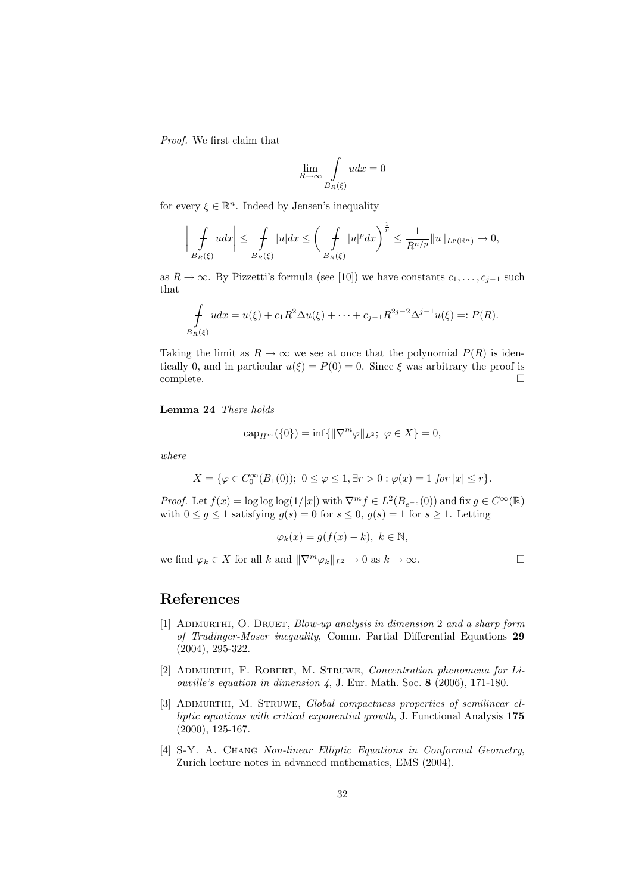*Proof.* We first claim that

$$\lim_{R\to\infty} \fint_{B_R(\xi)} u dx = 0$$

for every $\xi \in \mathbb{R}^n$. Indeed by Jensen's inequality

$$\left| \fint_{B_R(\xi)} u dx \right| \leq \fint_{B_R(\xi)} |u| dx \leq \left( \fint_{B_R(\xi)} |u|^p dx \right)^{\frac{1}{p}} \leq \frac{1}{R^{n/p}} \|u\|_{L^p(\mathbb{R}^n)} \to 0,$$

as $R \to \infty$. By Pizzetti's formula (see [10]) we have constants $c_1, \dots, c_{j-1}$ such that

$$\fint_{B_R(\xi)} u dx = u(\xi) + c_1 R^2 \Delta u(\xi) + \dots + c_{j-1} R^{2j-2} \Delta^{j-1} u(\xi) =: P(R).$$

Taking the limit as $R \to \infty$ we see at once that the polynomial $P(R)$ is identically 0, and in particular $u(\xi) = P(0) = 0$. Since $\xi$ was arbitrary the proof is complete. $\square$

**Lemma 24** *There holds*

$$\mathrm{cap}_{H^m}(\{0\}) = \inf\{\|\nabla^m \varphi\|_{L^2};\ \varphi \in X\} = 0,$$

*where*

$$X = \{\varphi \in C_0^\infty(B_1(0));\ 0 \leq \varphi \leq 1, \exists r > 0 : \varphi(x) = 1 \text{ for } |x| \leq r\}.$$

*Proof.* Let $f(x) = \log\log\log(1/|x|)$ with $\nabla^m f \in L^2(B_{e^{-e}}(0))$ and fix $g \in C^\infty(\mathbb{R})$ with $0 \leq g \leq 1$ satisfying $g(s) = 0$ for $s \leq 0$, $g(s) = 1$ for $s \geq 1$. Letting

$$\varphi_k(x) = g(f(x) - k),\ k \in \mathbb{N},$$

we find $\varphi_k \in X$ for all $k$ and $\|\nabla^m \varphi_k\|_{L^2} \to 0$ as $k \to \infty$. $\square$

# References

[1] Adimurthi, O. Druet, *Blow-up analysis in dimension 2 and a sharp form of Trudinger-Moser inequality*, Comm. Partial Differential Equations **29** (2004), 295-322.

[2] Adimurthi, F. Robert, M. Struwe, *Concentration phenomena for Liouville's equation in dimension 4*, J. Eur. Math. Soc. **8** (2006), 171-180.

[3] Adimurthi, M. Struwe, *Global compactness properties of semilinear elliptic equations with critical exponential growth*, J. Functional Analysis **175** (2000), 125-167.

[4] S-Y. A. Chang *Non-linear Elliptic Equations in Conformal Geometry*, Zurich lecture notes in advanced mathematics, EMS (2004).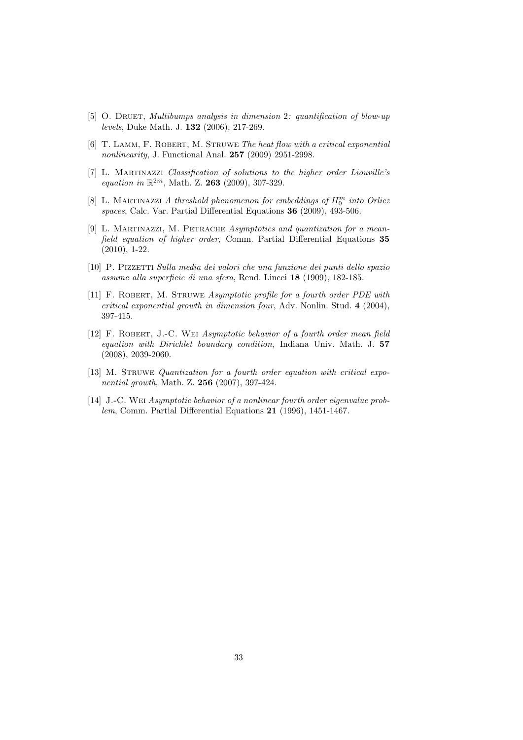[5] O. Druet, *Multibumps analysis in dimension* 2*: quantification of blow-up levels*, Duke Math. J. **132** (2006), 217-269.

[6] T. Lamm, F. Robert, M. Struwe *The heat flow with a critical exponential nonlinearity*, J. Functional Anal. **257** (2009) 2951-2998.

[7] L. Martinazzi *Classification of solutions to the higher order Liouville's equation in* $\mathbb{R}^{2m}$, Math. Z. **263** (2009), 307-329.

[8] L. Martinazzi *A threshold phenomenon for embeddings of* $H_0^m$ *into Orlicz spaces*, Calc. Var. Partial Differential Equations **36** (2009), 493-506.

[9] L. Martinazzi, M. Petrache *Asymptotics and quantization for a mean-field equation of higher order*, Comm. Partial Differential Equations **35** (2010), 1-22.

[10] P. Pizzetti *Sulla media dei valori che una funzione dei punti dello spazio assume alla superficie di una sfera*, Rend. Lincei **18** (1909), 182-185.

[11] F. Robert, M. Struwe *Asymptotic profile for a fourth order PDE with critical exponential growth in dimension four*, Adv. Nonlin. Stud. **4** (2004), 397-415.

[12] F. Robert, J.-C. Wei *Asymptotic behavior of a fourth order mean field equation with Dirichlet boundary condition*, Indiana Univ. Math. J. **57** (2008), 2039-2060.

[13] M. Struwe *Quantization for a fourth order equation with critical exponential growth*, Math. Z. **256** (2007), 397-424.

[14] J.-C. Wei *Asymptotic behavior of a nonlinear fourth order eigenvalue problem*, Comm. Partial Differential Equations **21** (1996), 1451-1467.